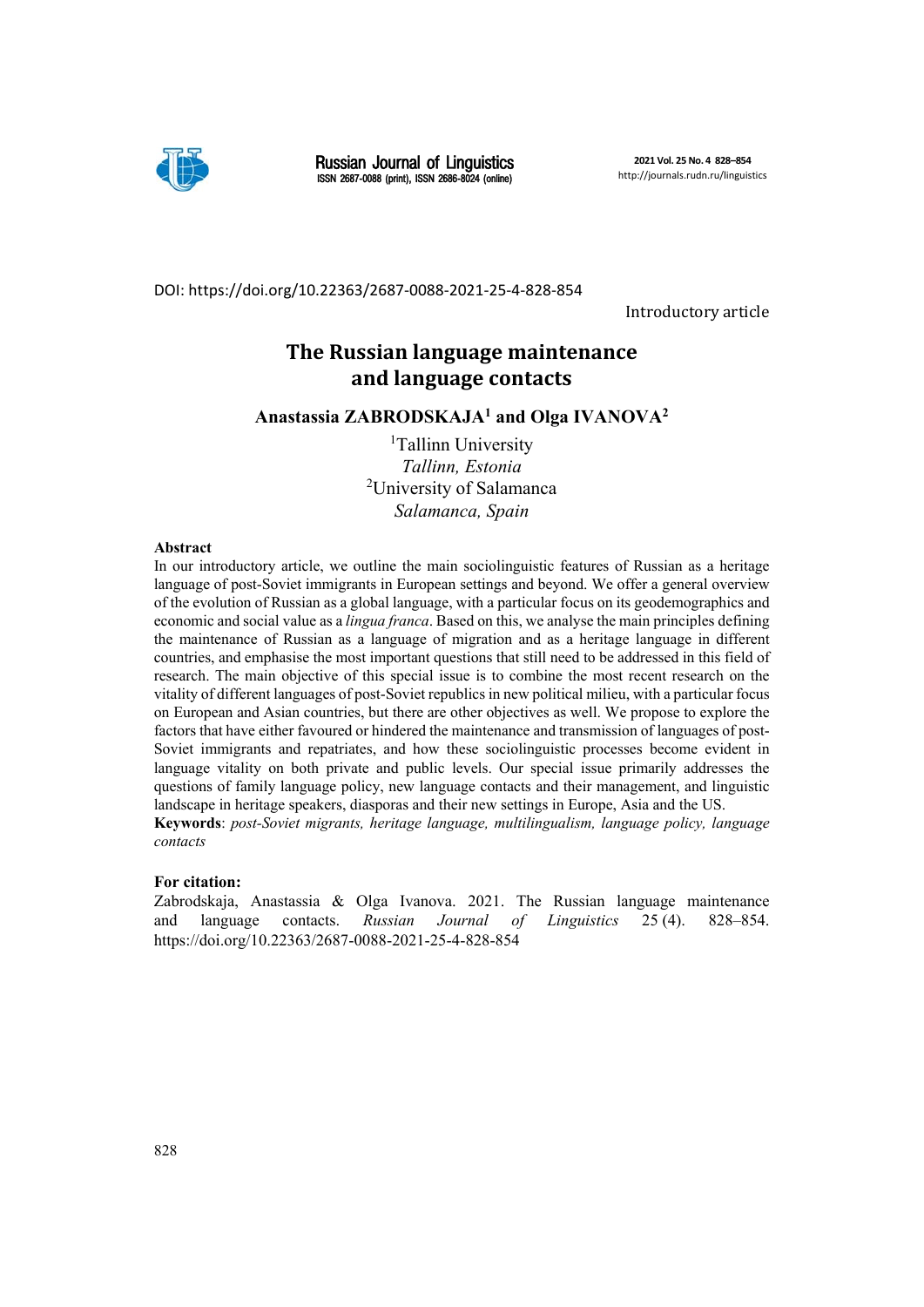DOI: https://doi.org/10.22363/2687-0088-2021-25-4-828-854

Introductory article

# The Russian language maintenance and language contacts

**Anastassia ZABRODSKAJA[1] and Olga IVANOVA[2]**

[1]Tallinn University
*Tallinn, Estonia*
[2]University of Salamanca
*Salamanca, Spain*

**Abstract**

In our introductory article, we outline the main sociolinguistic features of Russian as a heritage language of post-Soviet immigrants in European settings and beyond. We offer a general overview of the evolution of Russian as a global language, with a particular focus on its geodemographics and economic and social value as a *lingua franca*. Based on this, we analyse the main principles defining the maintenance of Russian as a language of migration and as a heritage language in different countries, and emphasise the most important questions that still need to be addressed in this field of research. The main objective of this special issue is to combine the most recent research on the vitality of different languages of post-Soviet republics in new political milieu, with a particular focus on European and Asian countries, but there are other objectives as well. We propose to explore the factors that have either favoured or hindered the maintenance and transmission of languages of post-Soviet immigrants and repatriates, and how these sociolinguistic processes become evident in language vitality on both private and public levels. Our special issue primarily addresses the questions of family language policy, new language contacts and their management, and linguistic landscape in heritage speakers, diasporas and their new settings in Europe, Asia and the US.

**Keywords**: *post-Soviet migrants, heritage language, multilingualism, language policy, language contacts*

**For citation:**

Zabrodskaja, Anastassia & Olga Ivanova. 2021. The Russian language maintenance and language contacts. *Russian Journal of Linguistics* 25 (4). 828–854. https://doi.org/10.22363/2687-0088-2021-25-4-828-854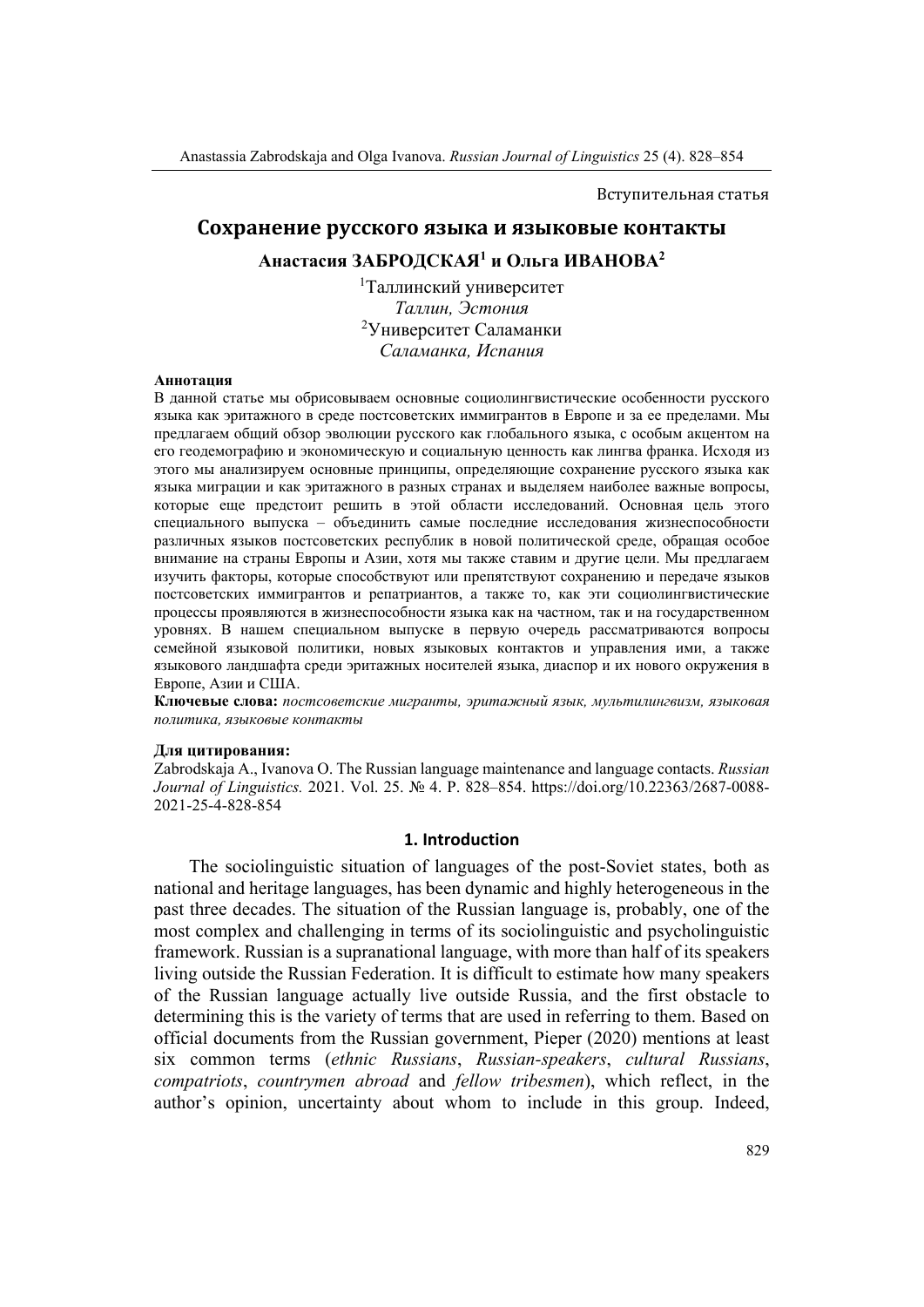Вступительная статья

# Сохранение русского языка и языковые контакты

**Анастасия ЗАБРОДСКАЯ[1] и Ольга ИВАНОВА[2]**

[1]Таллинский университет
*Таллин, Эстония*
[2]Университет Саламанки
*Саламанка, Испания*

**Аннотация**

В данной статье мы обрисовываем основные социолингвистические особенности русского языка как эритажного в среде постсоветских иммигрантов в Европе и за ее пределами. Мы предлагаем общий обзор эволюции русского как глобального языка, с особым акцентом на его геодемографию и экономическую и социальную ценность как лингва франка. Исходя из этого мы анализируем основные принципы, определяющие сохранение русского языка как языка миграции и как эритажного в разных странах и выделяем наиболее важные вопросы, которые еще предстоит решить в этой области исследований. Основная цель этого специального выпуска – объединить самые последние исследования жизнеспособности различных языков постсоветских республик в новой политической среде, обращая особое внимание на страны Европы и Азии, хотя мы также ставим и другие цели. Мы предлагаем изучить факторы, которые способствуют или препятствуют сохранению и передаче языков постсоветских иммигрантов и репатриантов, а также то, как эти социолингвистические процессы проявляются в жизнеспособности языка как на частном, так и на государственном уровнях. В нашем специальном выпуске в первую очередь рассматриваются вопросы семейной языковой политики, новых языковых контактов и управления ими, а также языкового ландшафта среди эритажных носителей языка, диаспор и их нового окружения в Европе, Азии и США.

**Ключевые слова:** *постсоветские мигранты, эритажный язык, мультилингвизм, языковая политика, языковые контакты*

**Для цитирования:**

Zabrodskaja A., Ivanova O. The Russian language maintenance and language contacts. *Russian Journal of Linguistics.* 2021. Vol. 25. № 4. P. 828–854. https://doi.org/10.22363/2687-0088-2021-25-4-828-854

## 1. Introduction

The sociolinguistic situation of languages of the post-Soviet states, both as national and heritage languages, has been dynamic and highly heterogeneous in the past three decades. The situation of the Russian language is, probably, one of the most complex and challenging in terms of its sociolinguistic and psycholinguistic framework. Russian is a supranational language, with more than half of its speakers living outside the Russian Federation. It is difficult to estimate how many speakers of the Russian language actually live outside Russia, and the first obstacle to determining this is the variety of terms that are used in referring to them. Based on official documents from the Russian government, Pieper (2020) mentions at least six common terms (*ethnic Russians*, *Russian-speakers*, *cultural Russians*, *compatriots*, *countrymen abroad* and *fellow tribesmen*), which reflect, in the author's opinion, uncertainty about whom to include in this group. Indeed,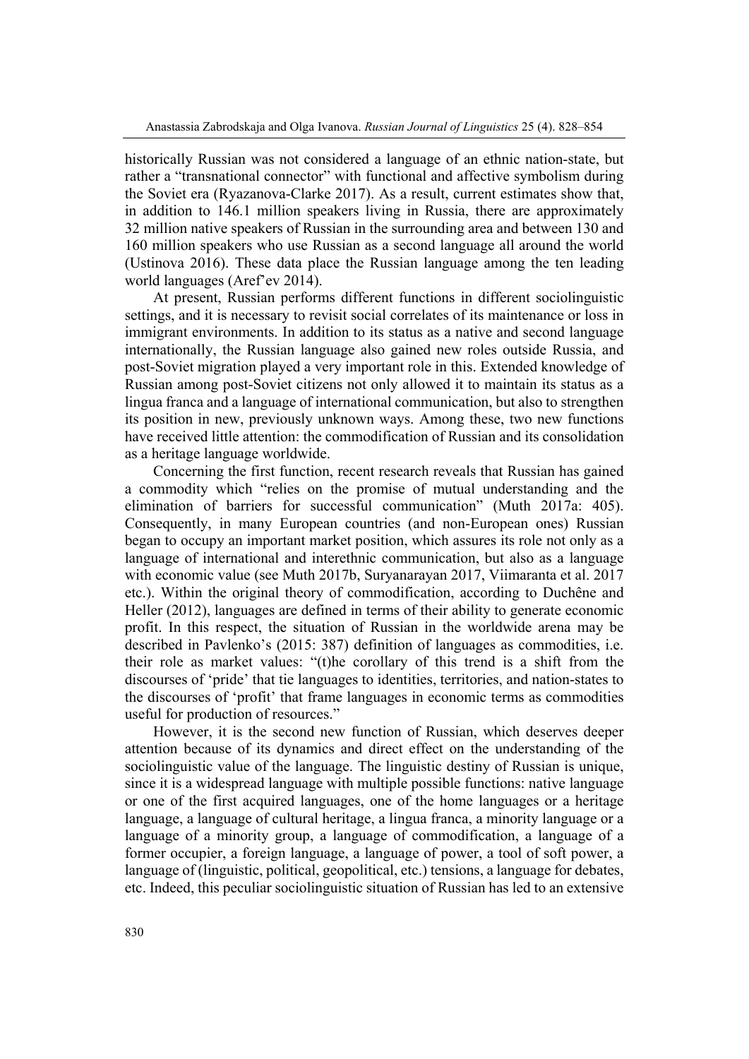historically Russian was not considered a language of an ethnic nation-state, but rather a "transnational connector" with functional and affective symbolism during the Soviet era (Ryazanova-Clarke 2017). As a result, current estimates show that, in addition to 146.1 million speakers living in Russia, there are approximately 32 million native speakers of Russian in the surrounding area and between 130 and 160 million speakers who use Russian as a second language all around the world (Ustinova 2016). These data place the Russian language among the ten leading world languages (Aref'ev 2014).

At present, Russian performs different functions in different sociolinguistic settings, and it is necessary to revisit social correlates of its maintenance or loss in immigrant environments. In addition to its status as a native and second language internationally, the Russian language also gained new roles outside Russia, and post-Soviet migration played a very important role in this. Extended knowledge of Russian among post-Soviet citizens not only allowed it to maintain its status as a lingua franca and a language of international communication, but also to strengthen its position in new, previously unknown ways. Among these, two new functions have received little attention: the commodification of Russian and its consolidation as a heritage language worldwide.

Concerning the first function, recent research reveals that Russian has gained a commodity which "relies on the promise of mutual understanding and the elimination of barriers for successful communication" (Muth 2017a: 405). Consequently, in many European countries (and non-European ones) Russian began to occupy an important market position, which assures its role not only as a language of international and interethnic communication, but also as a language with economic value (see Muth 2017b, Suryanarayan 2017, Viimaranta et al. 2017 etc.). Within the original theory of commodification, according to Duchêne and Heller (2012), languages are defined in terms of their ability to generate economic profit. In this respect, the situation of Russian in the worldwide arena may be described in Pavlenko's (2015: 387) definition of languages as commodities, i.e. their role as market values: "(t)he corollary of this trend is a shift from the discourses of 'pride' that tie languages to identities, territories, and nation-states to the discourses of 'profit' that frame languages in economic terms as commodities useful for production of resources."

However, it is the second new function of Russian, which deserves deeper attention because of its dynamics and direct effect on the understanding of the sociolinguistic value of the language. The linguistic destiny of Russian is unique, since it is a widespread language with multiple possible functions: native language or one of the first acquired languages, one of the home languages or a heritage language, a language of cultural heritage, a lingua franca, a minority language or a language of a minority group, a language of commodification, a language of a former occupier, a foreign language, a language of power, a tool of soft power, a language of (linguistic, political, geopolitical, etc.) tensions, a language for debates, etc. Indeed, this peculiar sociolinguistic situation of Russian has led to an extensive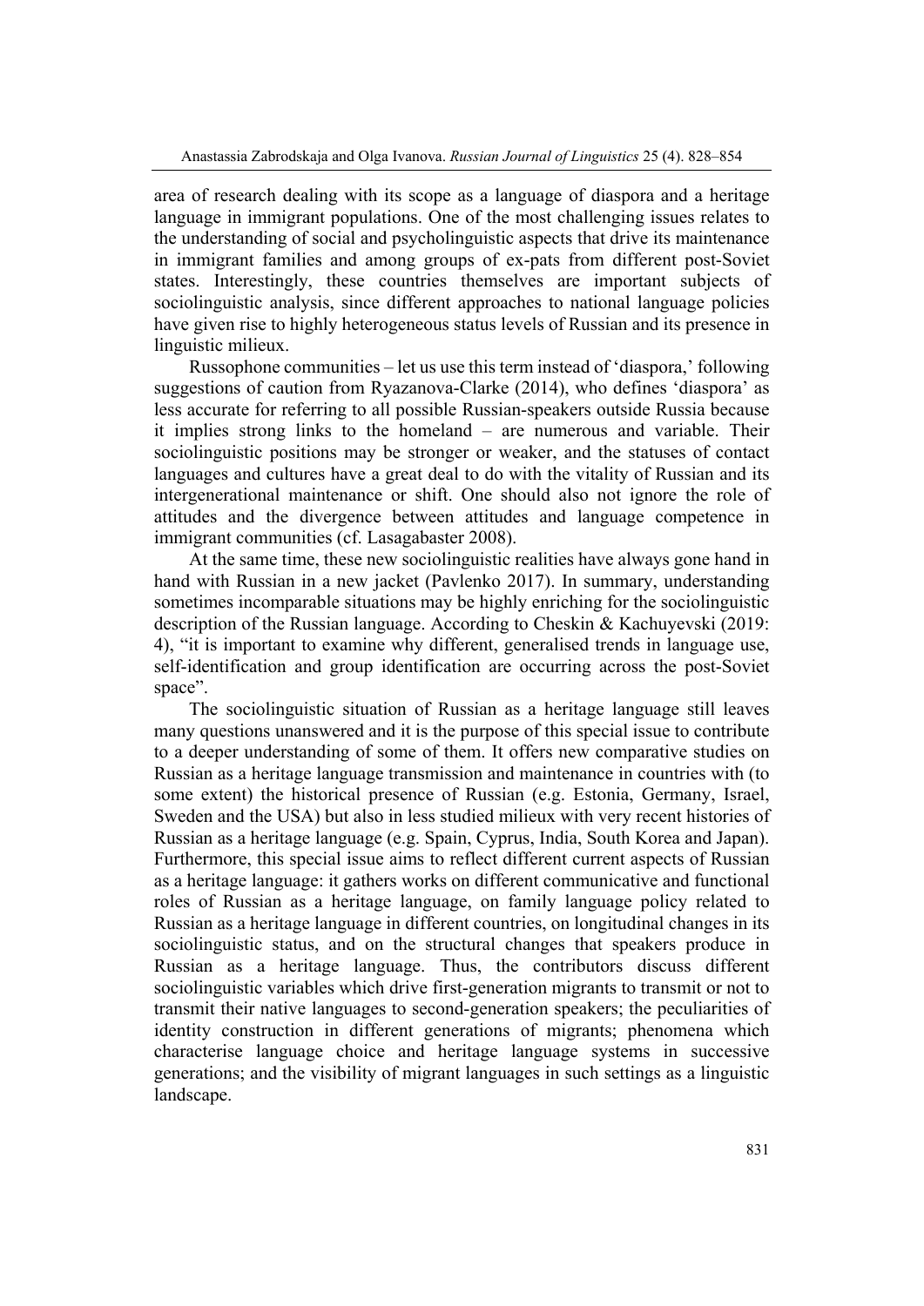area of research dealing with its scope as a language of diaspora and a heritage language in immigrant populations. One of the most challenging issues relates to the understanding of social and psycholinguistic aspects that drive its maintenance in immigrant families and among groups of ex-pats from different post-Soviet states. Interestingly, these countries themselves are important subjects of sociolinguistic analysis, since different approaches to national language policies have given rise to highly heterogeneous status levels of Russian and its presence in linguistic milieux.

Russophone communities – let us use this term instead of 'diaspora,' following suggestions of caution from Ryazanova-Clarke (2014), who defines 'diaspora' as less accurate for referring to all possible Russian-speakers outside Russia because it implies strong links to the homeland – are numerous and variable. Their sociolinguistic positions may be stronger or weaker, and the statuses of contact languages and cultures have a great deal to do with the vitality of Russian and its intergenerational maintenance or shift. One should also not ignore the role of attitudes and the divergence between attitudes and language competence in immigrant communities (cf. Lasagabaster 2008).

At the same time, these new sociolinguistic realities have always gone hand in hand with Russian in a new jacket (Pavlenko 2017). In summary, understanding sometimes incomparable situations may be highly enriching for the sociolinguistic description of the Russian language. According to Cheskin & Kachuyevski (2019: 4), "it is important to examine why different, generalised trends in language use, self-identification and group identification are occurring across the post-Soviet space".

The sociolinguistic situation of Russian as a heritage language still leaves many questions unanswered and it is the purpose of this special issue to contribute to a deeper understanding of some of them. It offers new comparative studies on Russian as a heritage language transmission and maintenance in countries with (to some extent) the historical presence of Russian (e.g. Estonia, Germany, Israel, Sweden and the USA) but also in less studied milieux with very recent histories of Russian as a heritage language (e.g. Spain, Cyprus, India, South Korea and Japan). Furthermore, this special issue aims to reflect different current aspects of Russian as a heritage language: it gathers works on different communicative and functional roles of Russian as a heritage language, on family language policy related to Russian as a heritage language in different countries, on longitudinal changes in its sociolinguistic status, and on the structural changes that speakers produce in Russian as a heritage language. Thus, the contributors discuss different sociolinguistic variables which drive first-generation migrants to transmit or not to transmit their native languages to second-generation speakers; the peculiarities of identity construction in different generations of migrants; phenomena which characterise language choice and heritage language systems in successive generations; and the visibility of migrant languages in such settings as a linguistic landscape.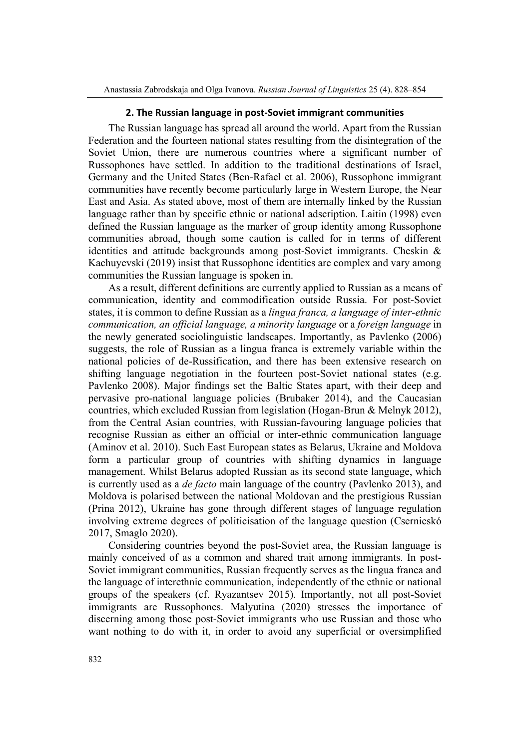## 2. The Russian language in post-Soviet immigrant communities

The Russian language has spread all around the world. Apart from the Russian Federation and the fourteen national states resulting from the disintegration of the Soviet Union, there are numerous countries where a significant number of Russophones have settled. In addition to the traditional destinations of Israel, Germany and the United States (Ben-Rafael et al. 2006), Russophone immigrant communities have recently become particularly large in Western Europe, the Near East and Asia. As stated above, most of them are internally linked by the Russian language rather than by specific ethnic or national adscription. Laitin (1998) even defined the Russian language as the marker of group identity among Russophone communities abroad, though some caution is called for in terms of different identities and attitude backgrounds among post-Soviet immigrants. Cheskin & Kachuyevski (2019) insist that Russophone identities are complex and vary among communities the Russian language is spoken in.

As a result, different definitions are currently applied to Russian as a means of communication, identity and commodification outside Russia. For post-Soviet states, it is common to define Russian as a *lingua franca, a language of inter-ethnic communication, an official language, a minority language* or a *foreign language* in the newly generated sociolinguistic landscapes. Importantly, as Pavlenko (2006) suggests, the role of Russian as a lingua franca is extremely variable within the national policies of de-Russification, and there has been extensive research on shifting language negotiation in the fourteen post-Soviet national states (e.g. Pavlenko 2008). Major findings set the Baltic States apart, with their deep and pervasive pro-national language policies (Brubaker 2014), and the Caucasian countries, which excluded Russian from legislation (Hogan-Brun & Melnyk 2012), from the Central Asian countries, with Russian-favouring language policies that recognise Russian as either an official or inter-ethnic communication language (Aminov et al. 2010). Such East European states as Belarus, Ukraine and Moldova form a particular group of countries with shifting dynamics in language management. Whilst Belarus adopted Russian as its second state language, which is currently used as a *de facto* main language of the country (Pavlenko 2013), and Moldova is polarised between the national Moldovan and the prestigious Russian (Prina 2012), Ukraine has gone through different stages of language regulation involving extreme degrees of politicisation of the language question (Csernicskó 2017, Smaglo 2020).

Considering countries beyond the post-Soviet area, the Russian language is mainly conceived of as a common and shared trait among immigrants. In post-Soviet immigrant communities, Russian frequently serves as the lingua franca and the language of interethnic communication, independently of the ethnic or national groups of the speakers (cf. Ryazantsev 2015). Importantly, not all post-Soviet immigrants are Russophones. Malyutina (2020) stresses the importance of discerning among those post-Soviet immigrants who use Russian and those who want nothing to do with it, in order to avoid any superficial or oversimplified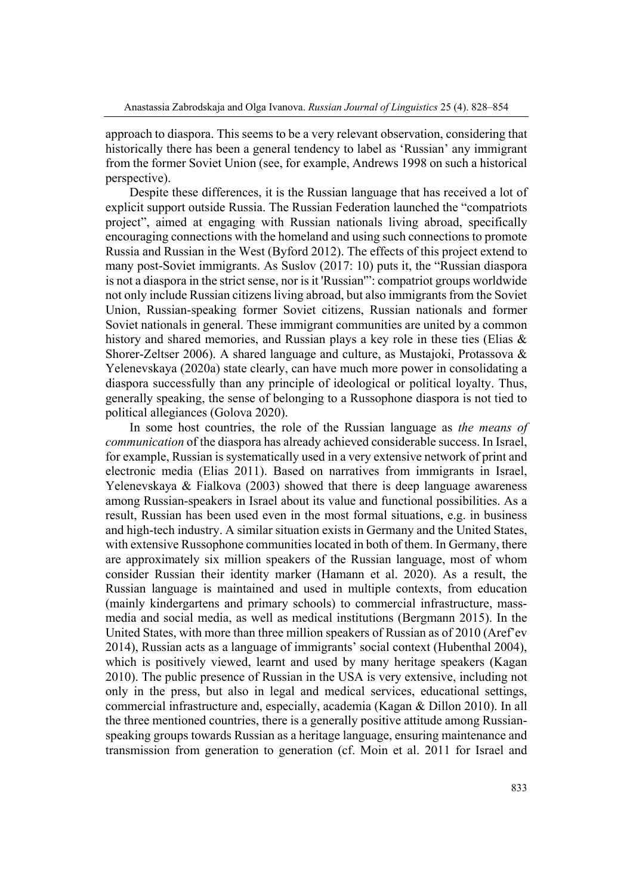approach to diaspora. This seems to be a very relevant observation, considering that historically there has been a general tendency to label as 'Russian' any immigrant from the former Soviet Union (see, for example, Andrews 1998 on such a historical perspective).

Despite these differences, it is the Russian language that has received a lot of explicit support outside Russia. The Russian Federation launched the "compatriots project", aimed at engaging with Russian nationals living abroad, specifically encouraging connections with the homeland and using such connections to promote Russia and Russian in the West (Byford 2012). The effects of this project extend to many post-Soviet immigrants. As Suslov (2017: 10) puts it, the "Russian diaspora is not a diaspora in the strict sense, nor is it 'Russian'": compatriot groups worldwide not only include Russian citizens living abroad, but also immigrants from the Soviet Union, Russian-speaking former Soviet citizens, Russian nationals and former Soviet nationals in general. These immigrant communities are united by a common history and shared memories, and Russian plays a key role in these ties (Elias & Shorer-Zeltser 2006). A shared language and culture, as Mustajoki, Protassova & Yelenevskaya (2020a) state clearly, can have much more power in consolidating a diaspora successfully than any principle of ideological or political loyalty. Thus, generally speaking, the sense of belonging to a Russophone diaspora is not tied to political allegiances (Golova 2020).

In some host countries, the role of the Russian language as *the means of communication* of the diaspora has already achieved considerable success. In Israel, for example, Russian is systematically used in a very extensive network of print and electronic media (Elias 2011). Based on narratives from immigrants in Israel, Yelenevskaya & Fialkova (2003) showed that there is deep language awareness among Russian-speakers in Israel about its value and functional possibilities. As a result, Russian has been used even in the most formal situations, e.g. in business and high-tech industry. A similar situation exists in Germany and the United States, with extensive Russophone communities located in both of them. In Germany, there are approximately six million speakers of the Russian language, most of whom consider Russian their identity marker (Hamann et al. 2020). As a result, the Russian language is maintained and used in multiple contexts, from education (mainly kindergartens and primary schools) to commercial infrastructure, mass-media and social media, as well as medical institutions (Bergmann 2015). In the United States, with more than three million speakers of Russian as of 2010 (Aref'ev 2014), Russian acts as a language of immigrants' social context (Hubenthal 2004), which is positively viewed, learnt and used by many heritage speakers (Kagan 2010). The public presence of Russian in the USA is very extensive, including not only in the press, but also in legal and medical services, educational settings, commercial infrastructure and, especially, academia (Kagan & Dillon 2010). In all the three mentioned countries, there is a generally positive attitude among Russian-speaking groups towards Russian as a heritage language, ensuring maintenance and transmission from generation to generation (cf. Moin et al. 2011 for Israel and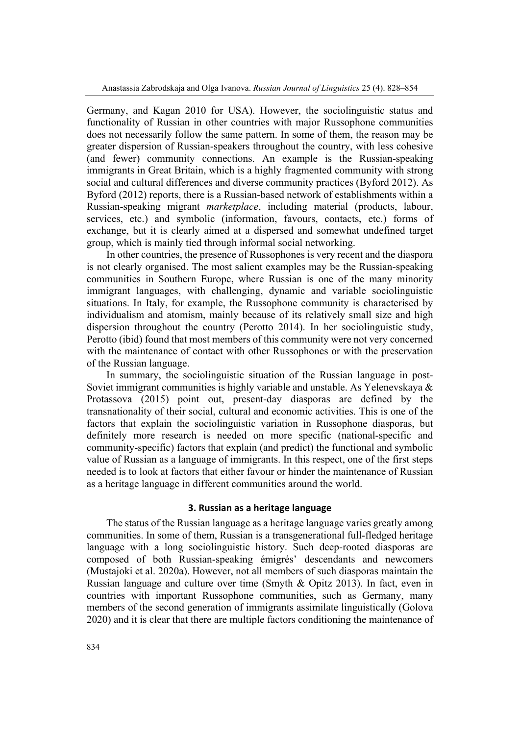Germany, and Kagan 2010 for USA). However, the sociolinguistic status and functionality of Russian in other countries with major Russophone communities does not necessarily follow the same pattern. In some of them, the reason may be greater dispersion of Russian-speakers throughout the country, with less cohesive (and fewer) community connections. An example is the Russian-speaking immigrants in Great Britain, which is a highly fragmented community with strong social and cultural differences and diverse community practices (Byford 2012). As Byford (2012) reports, there is a Russian-based network of establishments within a Russian-speaking migrant *marketplace*, including material (products, labour, services, etc.) and symbolic (information, favours, contacts, etc.) forms of exchange, but it is clearly aimed at a dispersed and somewhat undefined target group, which is mainly tied through informal social networking.

In other countries, the presence of Russophones is very recent and the diaspora is not clearly organised. The most salient examples may be the Russian-speaking communities in Southern Europe, where Russian is one of the many minority immigrant languages, with challenging, dynamic and variable sociolinguistic situations. In Italy, for example, the Russophone community is characterised by individualism and atomism, mainly because of its relatively small size and high dispersion throughout the country (Perotto 2014). In her sociolinguistic study, Perotto (ibid) found that most members of this community were not very concerned with the maintenance of contact with other Russophones or with the preservation of the Russian language.

In summary, the sociolinguistic situation of the Russian language in post-Soviet immigrant communities is highly variable and unstable. As Yelenevskaya & Protassova (2015) point out, present-day diasporas are defined by the transnationality of their social, cultural and economic activities. This is one of the factors that explain the sociolinguistic variation in Russophone diasporas, but definitely more research is needed on more specific (national-specific and community-specific) factors that explain (and predict) the functional and symbolic value of Russian as a language of immigrants. In this respect, one of the first steps needed is to look at factors that either favour or hinder the maintenance of Russian as a heritage language in different communities around the world.

## 3. Russian as a heritage language

The status of the Russian language as a heritage language varies greatly among communities. In some of them, Russian is a transgenerational full-fledged heritage language with a long sociolinguistic history. Such deep-rooted diasporas are composed of both Russian-speaking émigrés' descendants and newcomers (Mustajoki et al. 2020a). However, not all members of such diasporas maintain the Russian language and culture over time (Smyth & Opitz 2013). In fact, even in countries with important Russophone communities, such as Germany, many members of the second generation of immigrants assimilate linguistically (Golova 2020) and it is clear that there are multiple factors conditioning the maintenance of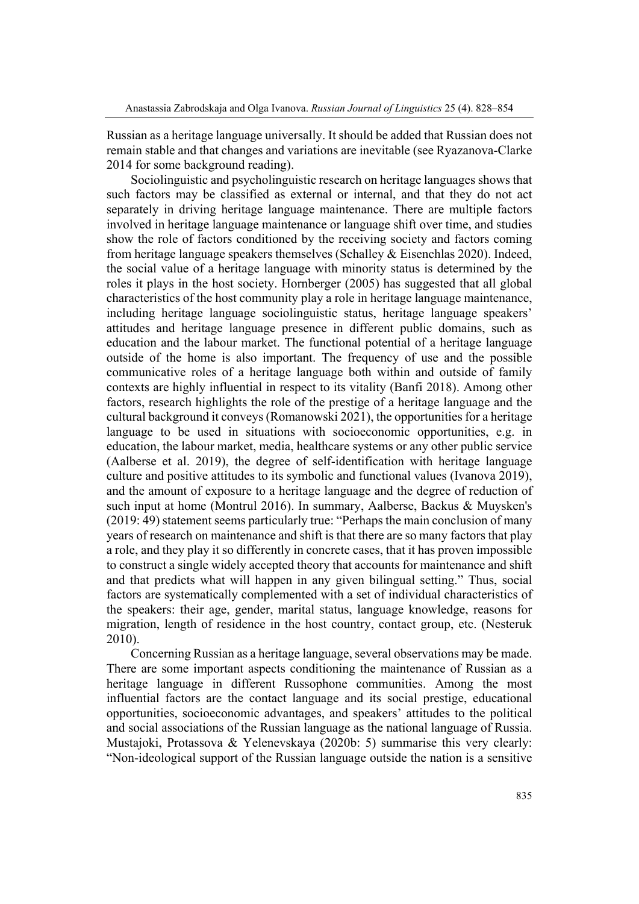Russian as a heritage language universally. It should be added that Russian does not remain stable and that changes and variations are inevitable (see Ryazanova-Clarke 2014 for some background reading).

Sociolinguistic and psycholinguistic research on heritage languages shows that such factors may be classified as external or internal, and that they do not act separately in driving heritage language maintenance. There are multiple factors involved in heritage language maintenance or language shift over time, and studies show the role of factors conditioned by the receiving society and factors coming from heritage language speakers themselves (Schalley & Eisenchlas 2020). Indeed, the social value of a heritage language with minority status is determined by the roles it plays in the host society. Hornberger (2005) has suggested that all global characteristics of the host community play a role in heritage language maintenance, including heritage language sociolinguistic status, heritage language speakers' attitudes and heritage language presence in different public domains, such as education and the labour market. The functional potential of a heritage language outside of the home is also important. The frequency of use and the possible communicative roles of a heritage language both within and outside of family contexts are highly influential in respect to its vitality (Banfi 2018). Among other factors, research highlights the role of the prestige of a heritage language and the cultural background it conveys (Romanowski 2021), the opportunities for a heritage language to be used in situations with socioeconomic opportunities, e.g. in education, the labour market, media, healthcare systems or any other public service (Aalberse et al. 2019), the degree of self-identification with heritage language culture and positive attitudes to its symbolic and functional values (Ivanova 2019), and the amount of exposure to a heritage language and the degree of reduction of such input at home (Montrul 2016). In summary, Aalberse, Backus & Muysken's (2019: 49) statement seems particularly true: "Perhaps the main conclusion of many years of research on maintenance and shift is that there are so many factors that play a role, and they play it so differently in concrete cases, that it has proven impossible to construct a single widely accepted theory that accounts for maintenance and shift and that predicts what will happen in any given bilingual setting." Thus, social factors are systematically complemented with a set of individual characteristics of the speakers: their age, gender, marital status, language knowledge, reasons for migration, length of residence in the host country, contact group, etc. (Nesteruk 2010).

Concerning Russian as a heritage language, several observations may be made. There are some important aspects conditioning the maintenance of Russian as a heritage language in different Russophone communities. Among the most influential factors are the contact language and its social prestige, educational opportunities, socioeconomic advantages, and speakers' attitudes to the political and social associations of the Russian language as the national language of Russia. Mustajoki, Protassova & Yelenevskaya (2020b: 5) summarise this very clearly: "Non-ideological support of the Russian language outside the nation is a sensitive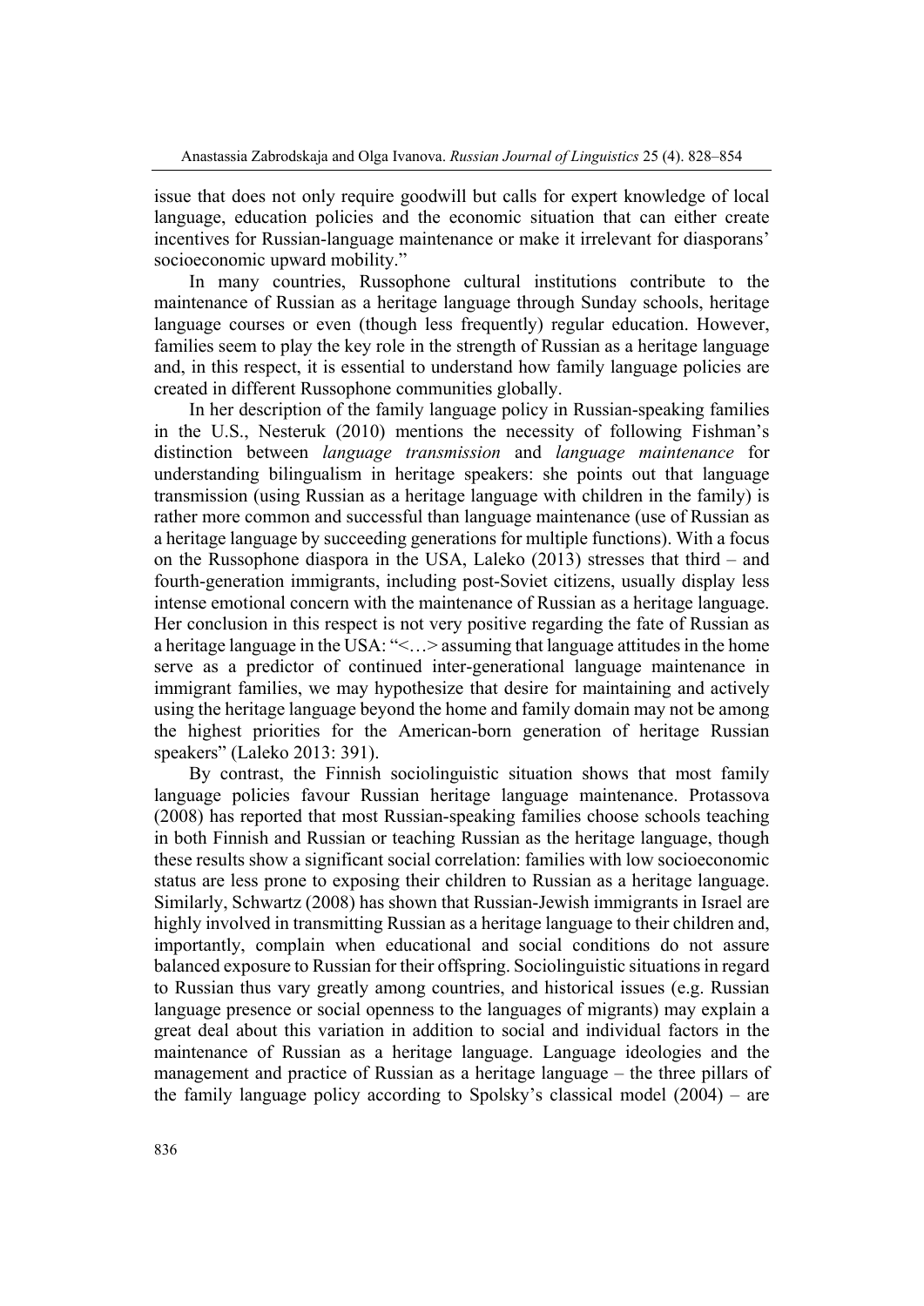issue that does not only require goodwill but calls for expert knowledge of local language, education policies and the economic situation that can either create incentives for Russian-language maintenance or make it irrelevant for diasporans' socioeconomic upward mobility."

In many countries, Russophone cultural institutions contribute to the maintenance of Russian as a heritage language through Sunday schools, heritage language courses or even (though less frequently) regular education. However, families seem to play the key role in the strength of Russian as a heritage language and, in this respect, it is essential to understand how family language policies are created in different Russophone communities globally.

In her description of the family language policy in Russian-speaking families in the U.S., Nesteruk (2010) mentions the necessity of following Fishman's distinction between *language transmission* and *language maintenance* for understanding bilingualism in heritage speakers: she points out that language transmission (using Russian as a heritage language with children in the family) is rather more common and successful than language maintenance (use of Russian as a heritage language by succeeding generations for multiple functions). With a focus on the Russophone diaspora in the USA, Laleko (2013) stresses that third – and fourth-generation immigrants, including post-Soviet citizens, usually display less intense emotional concern with the maintenance of Russian as a heritage language. Her conclusion in this respect is not very positive regarding the fate of Russian as a heritage language in the USA: "<…> assuming that language attitudes in the home serve as a predictor of continued inter-generational language maintenance in immigrant families, we may hypothesize that desire for maintaining and actively using the heritage language beyond the home and family domain may not be among the highest priorities for the American-born generation of heritage Russian speakers" (Laleko 2013: 391).

By contrast, the Finnish sociolinguistic situation shows that most family language policies favour Russian heritage language maintenance. Protassova (2008) has reported that most Russian-speaking families choose schools teaching in both Finnish and Russian or teaching Russian as the heritage language, though these results show a significant social correlation: families with low socioeconomic status are less prone to exposing their children to Russian as a heritage language. Similarly, Schwartz (2008) has shown that Russian-Jewish immigrants in Israel are highly involved in transmitting Russian as a heritage language to their children and, importantly, complain when educational and social conditions do not assure balanced exposure to Russian for their offspring. Sociolinguistic situations in regard to Russian thus vary greatly among countries, and historical issues (e.g. Russian language presence or social openness to the languages of migrants) may explain a great deal about this variation in addition to social and individual factors in the maintenance of Russian as a heritage language. Language ideologies and the management and practice of Russian as a heritage language – the three pillars of the family language policy according to Spolsky's classical model (2004) – are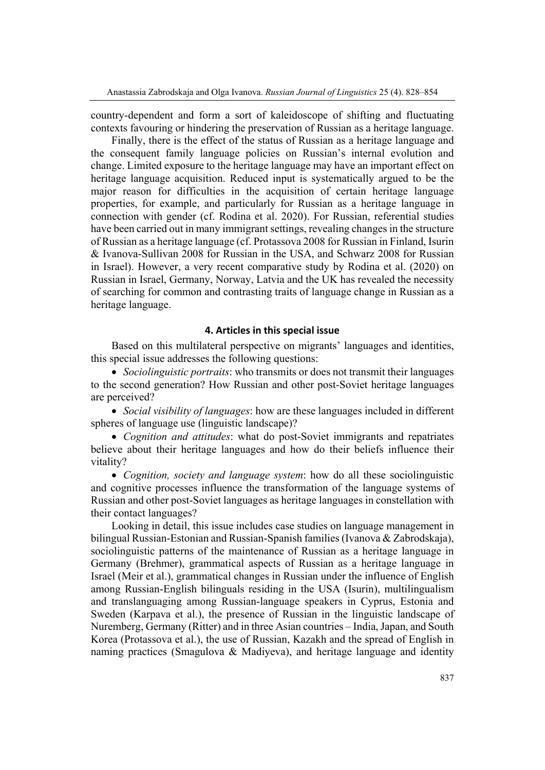country-dependent and form a sort of kaleidoscope of shifting and fluctuating contexts favouring or hindering the preservation of Russian as a heritage language.

Finally, there is the effect of the status of Russian as a heritage language and the consequent family language policies on Russian's internal evolution and change. Limited exposure to the heritage language may have an important effect on heritage language acquisition. Reduced input is systematically argued to be the major reason for difficulties in the acquisition of certain heritage language properties, for example, and particularly for Russian as a heritage language in connection with gender (cf. Rodina et al. 2020). For Russian, referential studies have been carried out in many immigrant settings, revealing changes in the structure of Russian as a heritage language (cf. Protassova 2008 for Russian in Finland, Isurin & Ivanova-Sullivan 2008 for Russian in the USA, and Schwarz 2008 for Russian in Israel). However, a very recent comparative study by Rodina et al. (2020) on Russian in Israel, Germany, Norway, Latvia and the UK has revealed the necessity of searching for common and contrasting traits of language change in Russian as a heritage language.

## 4. Articles in this special issue

Based on this multilateral perspective on migrants' languages and identities, this special issue addresses the following questions:

- *Sociolinguistic portraits*: who transmits or does not transmit their languages to the second generation? How Russian and other post-Soviet heritage languages are perceived?
- *Social visibility of languages*: how are these languages included in different spheres of language use (linguistic landscape)?
- *Cognition and attitudes*: what do post-Soviet immigrants and repatriates believe about their heritage languages and how do their beliefs influence their vitality?
- *Cognition, society and language system*: how do all these sociolinguistic and cognitive processes influence the transformation of the language systems of Russian and other post-Soviet languages as heritage languages in constellation with their contact languages?

Looking in detail, this issue includes case studies on language management in bilingual Russian-Estonian and Russian-Spanish families (Ivanova & Zabrodskaja), sociolinguistic patterns of the maintenance of Russian as a heritage language in Germany (Brehmer), grammatical aspects of Russian as a heritage language in Israel (Meir et al.), grammatical changes in Russian under the influence of English among Russian-English bilinguals residing in the USA (Isurin), multilingualism and translanguaging among Russian-language speakers in Cyprus, Estonia and Sweden (Karpava et al.), the presence of Russian in the linguistic landscape of Nuremberg, Germany (Ritter) and in three Asian countries – India, Japan, and South Korea (Protassova et al.), the use of Russian, Kazakh and the spread of English in naming practices (Smagulova & Madiyeva), and heritage language and identity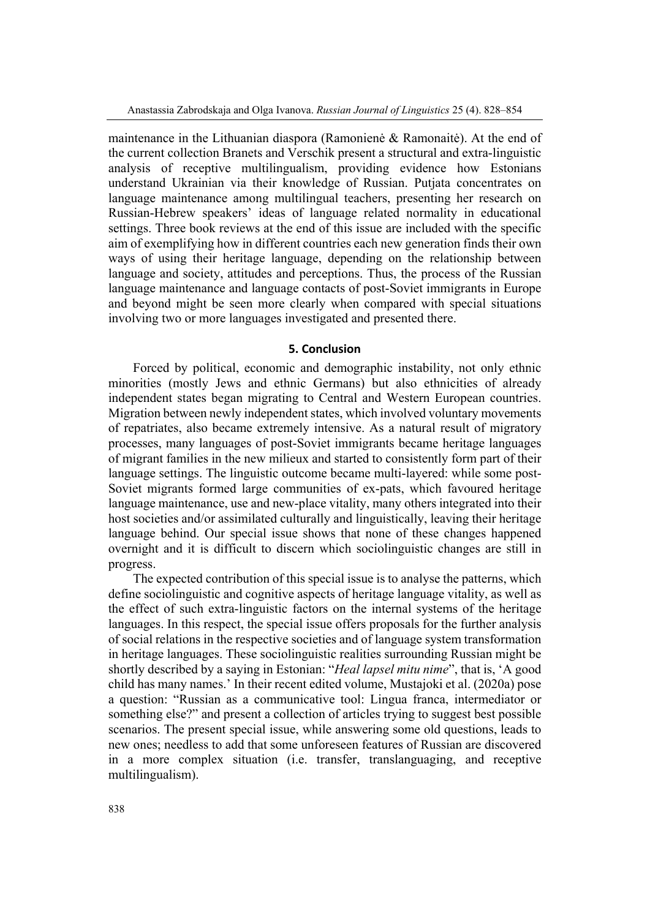maintenance in the Lithuanian diaspora (Ramonienė & Ramonaitė). At the end of the current collection Branets and Verschik present a structural and extra-linguistic analysis of receptive multilingualism, providing evidence how Estonians understand Ukrainian via their knowledge of Russian. Putjata concentrates on language maintenance among multilingual teachers, presenting her research on Russian-Hebrew speakers' ideas of language related normality in educational settings. Three book reviews at the end of this issue are included with the specific aim of exemplifying how in different countries each new generation finds their own ways of using their heritage language, depending on the relationship between language and society, attitudes and perceptions. Thus, the process of the Russian language maintenance and language contacts of post-Soviet immigrants in Europe and beyond might be seen more clearly when compared with special situations involving two or more languages investigated and presented there.

## 5. Conclusion

Forced by political, economic and demographic instability, not only ethnic minorities (mostly Jews and ethnic Germans) but also ethnicities of already independent states began migrating to Central and Western European countries. Migration between newly independent states, which involved voluntary movements of repatriates, also became extremely intensive. As a natural result of migratory processes, many languages of post-Soviet immigrants became heritage languages of migrant families in the new milieux and started to consistently form part of their language settings. The linguistic outcome became multi-layered: while some post-Soviet migrants formed large communities of ex-pats, which favoured heritage language maintenance, use and new-place vitality, many others integrated into their host societies and/or assimilated culturally and linguistically, leaving their heritage language behind. Our special issue shows that none of these changes happened overnight and it is difficult to discern which sociolinguistic changes are still in progress.

The expected contribution of this special issue is to analyse the patterns, which define sociolinguistic and cognitive aspects of heritage language vitality, as well as the effect of such extra-linguistic factors on the internal systems of the heritage languages. In this respect, the special issue offers proposals for the further analysis of social relations in the respective societies and of language system transformation in heritage languages. These sociolinguistic realities surrounding Russian might be shortly described by a saying in Estonian: "*Heal lapsel mitu nime*", that is, 'A good child has many names.' In their recent edited volume, Mustajoki et al. (2020a) pose a question: "Russian as a communicative tool: Lingua franca, intermediator or something else?" and present a collection of articles trying to suggest best possible scenarios. The present special issue, while answering some old questions, leads to new ones; needless to add that some unforeseen features of Russian are discovered in a more complex situation (i.e. transfer, translanguaging, and receptive multilingualism).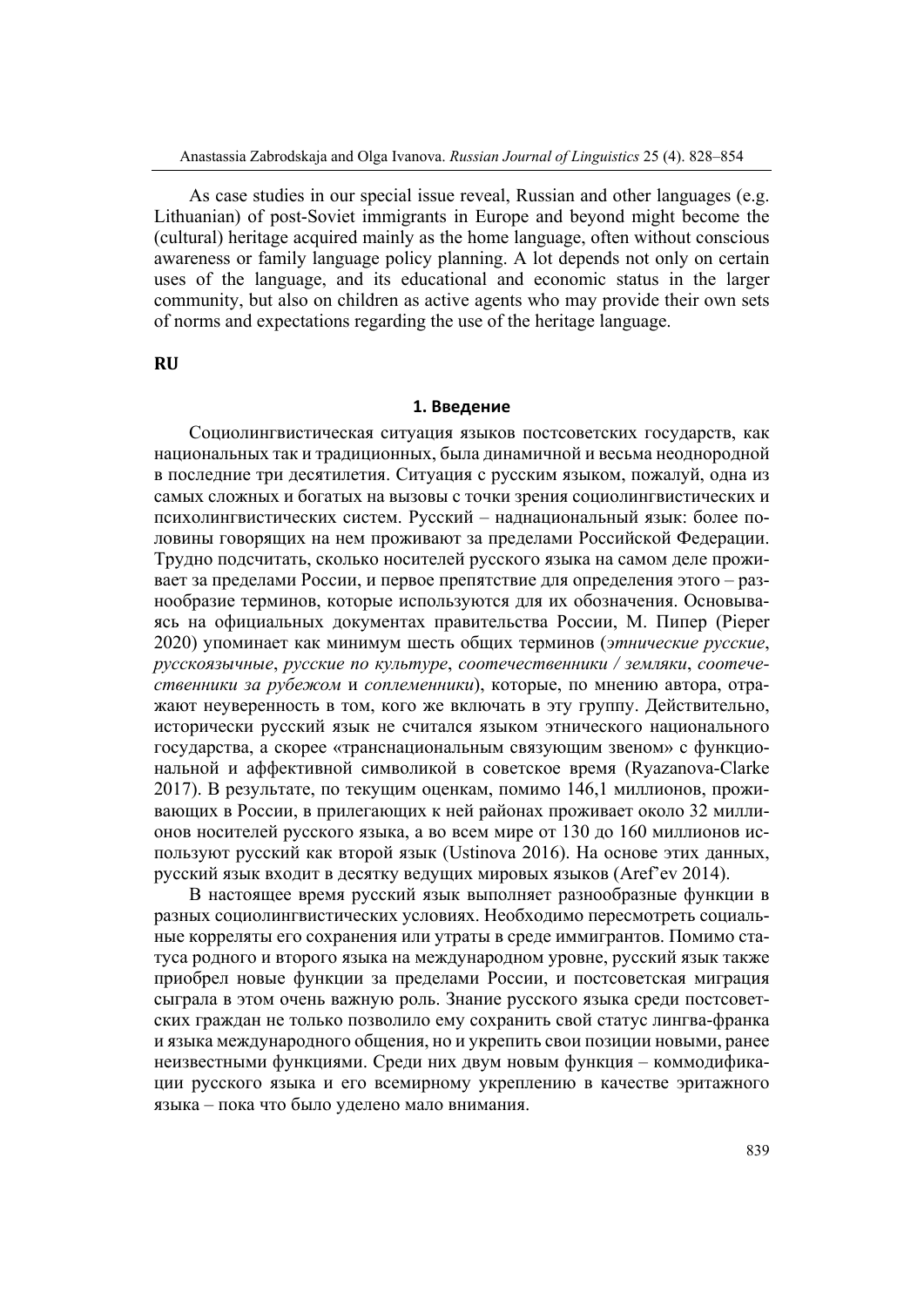As case studies in our special issue reveal, Russian and other languages (e.g. Lithuanian) of post-Soviet immigrants in Europe and beyond might become the (cultural) heritage acquired mainly as the home language, often without conscious awareness or family language policy planning. A lot depends not only on certain uses of the language, and its educational and economic status in the larger community, but also on children as active agents who may provide their own sets of norms and expectations regarding the use of the heritage language.

**RU**

## 1. Введение

Социолингвистическая ситуация языков постсоветских государств, как национальных так и традиционных, была динамичной и весьма неоднородной в последние три десятилетия. Ситуация с русским языком, пожалуй, одна из самых сложных и богатых на вызовы с точки зрения социолингвистических и психолингвистических систем. Русский – наднациональный язык: более половины говорящих на нем проживают за пределами Российской Федерации. Трудно подсчитать, сколько носителей русского языка на самом деле проживает за пределами России, и первое препятствие для определения этого – разнообразие терминов, которые используются для их обозначения. Основываясь на официальных документах правительства России, М. Пипер (Pieper 2020) упоминает как минимум шесть общих терминов (*этнические русские*, *русскоязычные*, *русские по культуре*, *соотечественники / земляки*, *соотечественники за рубежом* и *соплеменники*), которые, по мнению автора, отражают неуверенность в том, кого же включать в эту группу. Действительно, исторически русский язык не считался языком этнического национального государства, а скорее «транснациональным связующим звеном» с функциональной и аффективной символикой в советское время (Ryazanova-Clarke 2017). В результате, по текущим оценкам, помимо 146,1 миллионов, проживающих в России, в прилегающих к ней районах проживает около 32 миллионов носителей русского языка, а во всем мире от 130 до 160 миллионов используют русский как второй язык (Ustinova 2016). На основе этих данных, русский язык входит в десятку ведущих мировых языков (Aref'ev 2014).

В настоящее время русский язык выполняет разнообразные функции в разных социолингвистических условиях. Необходимо пересмотреть социальные корреляты его сохранения или утраты в среде иммигрантов. Помимо статуса родного и второго языка на международном уровне, русский язык также приобрел новые функции за пределами России, и постсоветская миграция сыграла в этом очень важную роль. Знание русского языка среди постсоветских граждан не только позволило ему сохранить свой статус лингва-франка и языка международного общения, но и укрепить свои позиции новыми, ранее неизвестными функциями. Среди них двум новым функция – коммодификации русского языка и его всемирному укреплению в качестве эритажного языка – пока что было уделено мало внимания.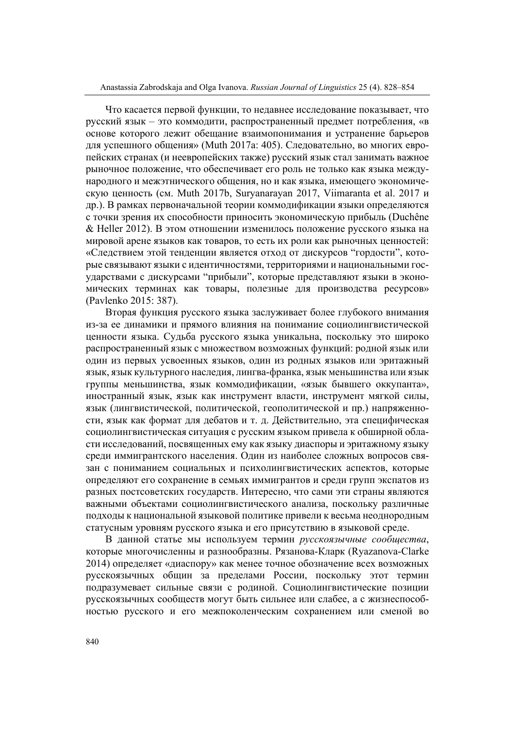Что касается первой функции, то недавнее исследование показывает, что русский язык – это коммодити, распространенный предмет потребления, «в основе которого лежит обещание взаимопонимания и устранение барьеров для успешного общения» (Muth 2017a: 405). Следовательно, во многих европейских странах (и неевропейских также) русский язык стал занимать важное рыночное положение, что обеспечивает его роль не только как языка международного и межэтнического общения, но и как языка, имеющего экономическую ценность (см. Muth 2017b, Suryanarayan 2017, Viimaranta et al. 2017 и др.). В рамках первоначальной теории коммодификации языки определяются с точки зрения их способности приносить экономическую прибыль (Duchêne & Heller 2012). В этом отношении изменилось положение русского языка на мировой арене языков как товаров, то есть их роли как рыночных ценностей: «Следствием этой тенденции является отход от дискурсов "гордости", которые связывают языки с идентичностями, территориями и национальными государствами с дискурсами "прибыли", которые представляют языки в экономических терминах как товары, полезные для производства ресурсов» (Pavlenko 2015: 387).

Вторая функция русского языка заслуживает более глубокого внимания из-за ее динамики и прямого влияния на понимание социолингвистической ценности языка. Судьба русского языка уникальна, поскольку это широко распространенный язык с множеством возможных функций: родной язык или один из первых усвоенных языков, один из родных языков или эритажный язык, язык культурного наследия, лингва-франка, язык меньшинства или язык группы меньшинства, язык коммодификации, «язык бывшего оккупанта», иностранный язык, язык как инструмент власти, инструмент мягкой силы, язык (лингвистической, политической, геополитической и пр.) напряженности, язык как формат для дебатов и т. д. Действительно, эта специфическая социолингвистическая ситуация с русским языком привела к обширной области исследований, посвященных ему как языку диаспоры и эритажному языку среди иммигрантского населения. Один из наиболее сложных вопросов связан с пониманием социальных и психолингвистических аспектов, которые определяют его сохранение в семьях иммигрантов и среди групп экспатов из разных постсоветских государств. Интересно, что сами эти страны являются важными объектами социолингвистического анализа, поскольку различные подходы к национальной языковой политике привели к весьма неоднородным статусным уровням русского языка и его присутствию в языковой среде.

В данной статье мы используем термин *русскоязычные сообщества*, которые многочисленны и разнообразны. Рязанова-Кларк (Ryazanova-Clarke 2014) определяет «диаспору» как менее точное обозначение всех возможных русскоязычных общин за пределами России, поскольку этот термин подразумевает сильные связи с родиной. Социолингвистические позиции русскоязычных сообществ могут быть сильнее или слабее, а с жизнеспособностью русского и его межпоколенческим сохранением или сменой во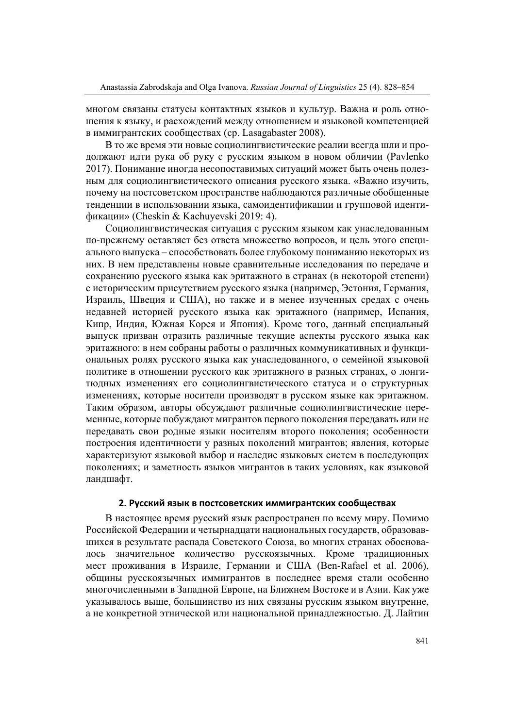многом связаны статусы контактных языков и культур. Важна и роль отношения к языку, и расхождений между отношением и языковой компетенцией в иммигрантских сообществах (ср. Lasagabaster 2008).

В то же время эти новые социолингвистические реалии всегда шли и продолжают идти рука об руку с русским языком в новом обличии (Pavlenko 2017). Понимание иногда несопоставимых ситуаций может быть очень полезным для социолингвистического описания русского языка. «Важно изучить, почему на постсоветском пространстве наблюдаются различные обобщенные тенденции в использовании языка, самоидентификации и групповой идентификации» (Cheskin & Kachuyevski 2019: 4).

Социолингвистическая ситуация с русским языком как унаследованным по-прежнему оставляет без ответа множество вопросов, и цель этого специального выпуска – способствовать более глубокому пониманию некоторых из них. В нем представлены новые сравнительные исследования по передаче и сохранению русского языка как эритажного в странах (в некоторой степени) с историческим присутствием русского языка (например, Эстония, Германия, Израиль, Швеция и США), но также и в менее изученных средах с очень недавней историей русского языка как эритажного (например, Испания, Кипр, Индия, Южная Корея и Япония). Кроме того, данный специальный выпуск призван отразить различные текущие аспекты русского языка как эритажного: в нем собраны работы о различных коммуникативных и функциональных ролях русского языка как унаследованного, о семейной языковой политике в отношении русского как эритажного в разных странах, о лонгитюдных изменениях его социолингвистического статуса и о структурных изменениях, которые носители производят в русском языке как эритажном. Таким образом, авторы обсуждают различные социолингвистические переменные, которые побуждают мигрантов первого поколения передавать или не передавать свои родные языки носителям второго поколения; особенности построения идентичности у разных поколений мигрантов; явления, которые характеризуют языковой выбор и наследие языковых систем в последующих поколениях; и заметность языков мигрантов в таких условиях, как языковой ландшафт.

## 2. Русский язык в постсоветских иммигрантских сообществах

В настоящее время русский язык распространен по всему миру. Помимо Российской Федерации и четырнадцати национальных государств, образовавшихся в результате распада Советского Союза, во многих странах обосновалось значительное количество русскоязычных. Кроме традиционных мест проживания в Израиле, Германии и США (Ben-Rafael et al. 2006), общины русскоязычных иммигрантов в последнее время стали особенно многочисленными в Западной Европе, на Ближнем Востоке и в Азии. Как уже указывалось выше, большинство из них связаны русским языком внутренне, а не конкретной этнической или национальной принадлежностью. Д. Лайтин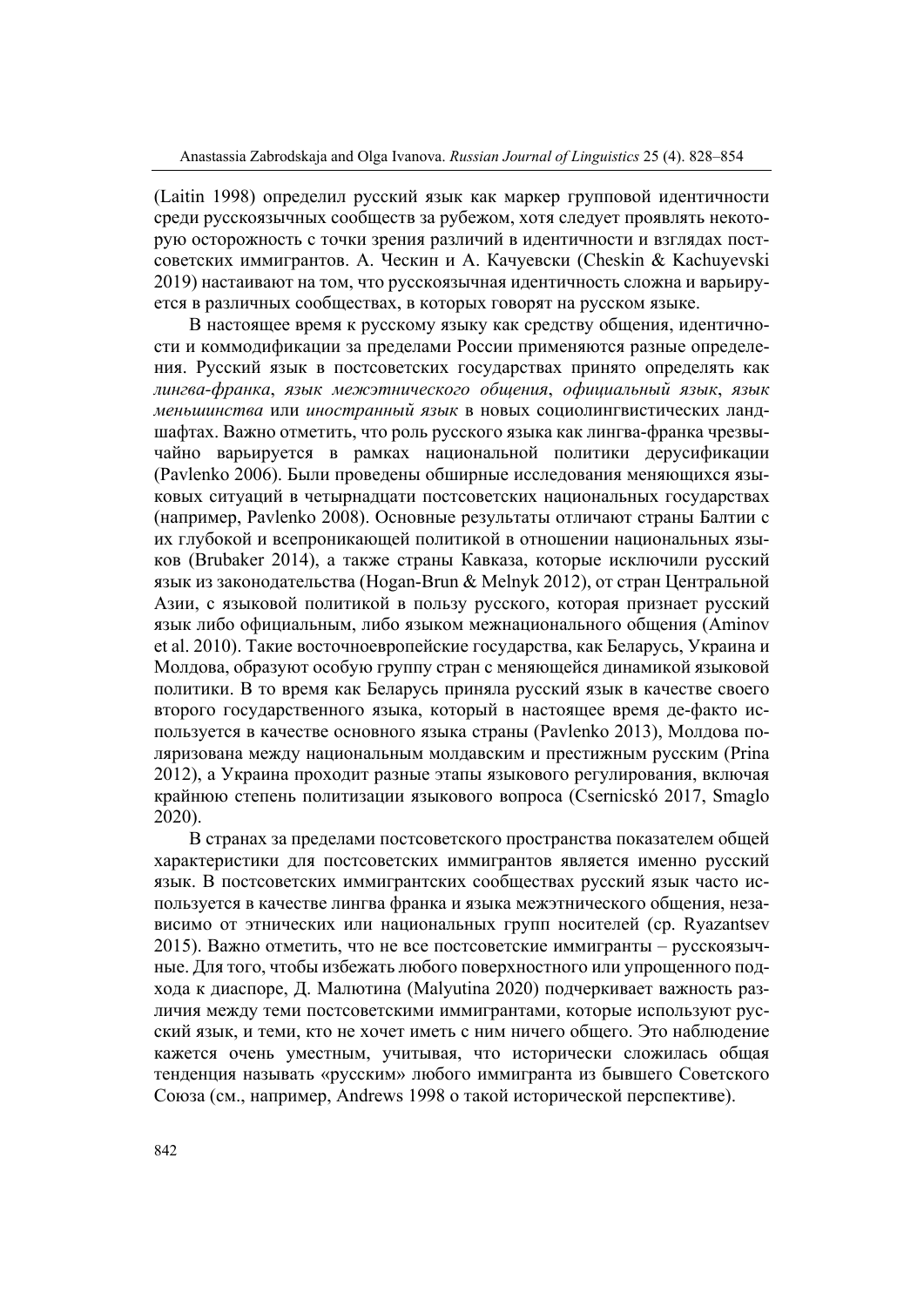(Laitin 1998) определил русский язык как маркер групповой идентичности среди русскоязычных сообществ за рубежом, хотя следует проявлять некоторую осторожность с точки зрения различий в идентичности и взглядах постсоветских иммигрантов. А. Ческин и А. Качуевски (Cheskin & Kachuyevski 2019) настаивают на том, что русскоязычная идентичность сложна и варьируется в различных сообществах, в которых говорят на русском языке.

В настоящее время к русскому языку как средству общения, идентичности и коммодификации за пределами России применяются разные определения. Русский язык в постсоветских государствах принято определять как *лингва-франка*, *язык межэтнического общения*, *официальный язык*, *язык меньшинства* или *иностранный язык* в новых социолингвистических ландшафтах. Важно отметить, что роль русского языка как лингва-франка чрезвычайно варьируется в рамках национальной политики дерусификации (Pavlenko 2006). Были проведены обширные исследования меняющихся языковых ситуаций в четырнадцати постсоветских национальных государствах (например, Pavlenko 2008). Основные результаты отличают страны Балтии с их глубокой и всепроникающей политикой в отношении национальных языков (Brubaker 2014), а также страны Кавказа, которые исключили русский язык из законодательства (Hogan-Brun & Melnyk 2012), от стран Центральной Азии, с языковой политикой в пользу русского, которая признает русский язык либо официальным, либо языком межнационального общения (Aminov et al. 2010). Такие восточноевропейские государства, как Беларусь, Украина и Молдова, образуют особую группу стран с меняющейся динамикой языковой политики. В то время как Беларусь приняла русский язык в качестве своего второго государственного языка, который в настоящее время де-факто используется в качестве основного языка страны (Pavlenko 2013), Молдова поляризована между национальным молдавским и престижным русским (Prina 2012), а Украина проходит разные этапы языкового регулирования, включая крайнюю степень политизации языкового вопроса (Csernicskó 2017, Smaglo 2020).

В странах за пределами постсоветского пространства показателем общей характеристики для постсоветских иммигрантов является именно русский язык. В постсоветских иммигрантских сообществах русский язык часто используется в качестве лингва франка и языка межэтнического общения, независимо от этнических или национальных групп носителей (ср. Ryazantsev 2015). Важно отметить, что не все постсоветские иммигранты – русскоязычные. Для того, чтобы избежать любого поверхностного или упрощенного подхода к диаспоре, Д. Малютина (Malyutina 2020) подчеркивает важность различия между теми постсоветскими иммигрантами, которые используют русский язык, и теми, кто не хочет иметь с ним ничего общего. Это наблюдение кажется очень уместным, учитывая, что исторически сложилась общая тенденция называть «русским» любого иммигранта из бывшего Советского Союза (см., например, Andrews 1998 о такой исторической перспективе).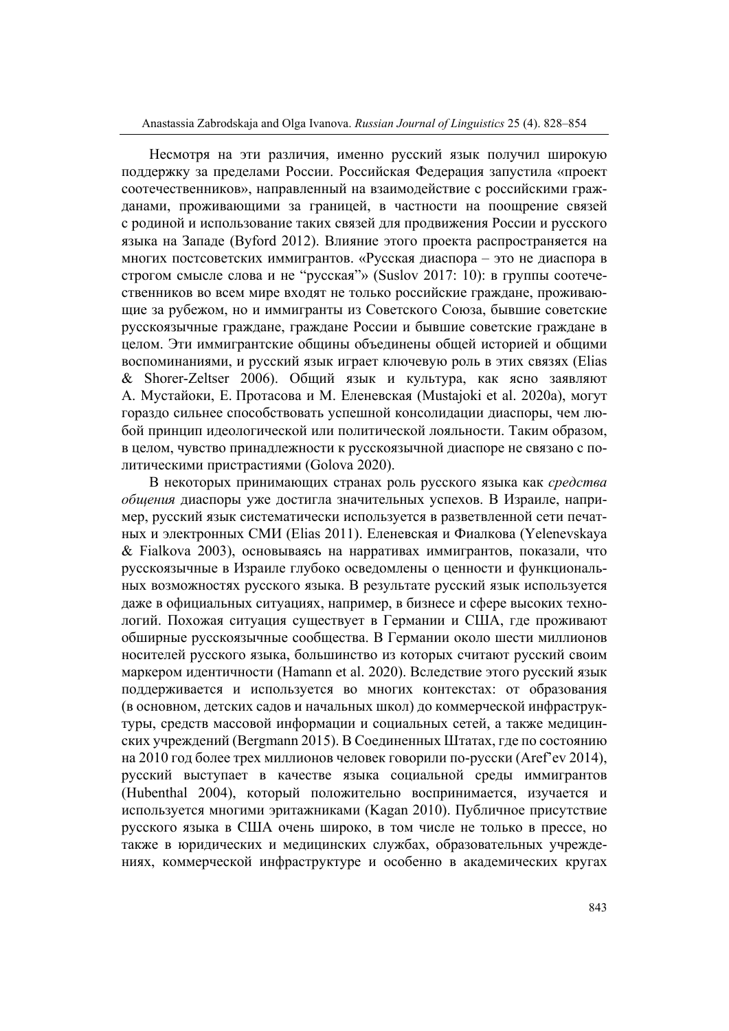Несмотря на эти различия, именно русский язык получил широкую поддержку за пределами России. Российская Федерация запустила «проект соотечественников», направленный на взаимодействие с российскими гражданами, проживающими за границей, в частности на поощрение связей с родиной и использование таких связей для продвижения России и русского языка на Западе (Byford 2012). Влияние этого проекта распространяется на многих постсоветских иммигрантов. «Русская диаспора – это не диаспора в строгом смысле слова и не "русская"» (Suslov 2017: 10): в группы соотечественников во всем мире входят не только российские граждане, проживающие за рубежом, но и иммигранты из Советского Союза, бывшие советские русскоязычные граждане, граждане России и бывшие советские граждане в целом. Эти иммигрантские общины объединены общей историей и общими воспоминаниями, и русский язык играет ключевую роль в этих связях (Elias & Shorer-Zeltser 2006). Общий язык и культура, как ясно заявляют А. Мустайоки, Е. Протасова и М. Еленевская (Mustajoki et al. 2020a), могут гораздо сильнее способствовать успешной консолидации диаспоры, чем любой принцип идеологической или политической лояльности. Таким образом, в целом, чувство принадлежности к русскоязычной диаспоре не связано с политическими пристрастиями (Golova 2020).

В некоторых принимающих странах роль русского языка как *средства общения* диаспоры уже достигла значительных успехов. В Израиле, например, русский язык систематически используется в разветвленной сети печатных и электронных СМИ (Elias 2011). Еленевская и Фиалкова (Yelenevskaya & Fialkova 2003), основываясь на нарративах иммигрантов, показали, что русскоязычные в Израиле глубоко осведомлены о ценности и функциональных возможностях русского языка. В результате русский язык используется даже в официальных ситуациях, например, в бизнесе и сфере высоких технологий. Похожая ситуация существует в Германии и США, где проживают обширные русскоязычные сообщества. В Германии около шести миллионов носителей русского языка, большинство из которых считают русский своим маркером идентичности (Hamann et al. 2020). Вследствие этого русский язык поддерживается и используется во многих контекстах: от образования (в основном, детских садов и начальных школ) до коммерческой инфраструктуры, средств массовой информации и социальных сетей, а также медицинских учреждений (Bergmann 2015). В Соединенных Штатах, где по состоянию на 2010 год более трех миллионов человек говорили по-русски (Aref'ev 2014), русский выступает в качестве языка социальной среды иммигрантов (Hubenthal 2004), который положительно воспринимается, изучается и используется многими эритажниками (Kagan 2010). Публичное присутствие русского языка в США очень широко, в том числе не только в прессе, но также в юридических и медицинских службах, образовательных учреждениях, коммерческой инфраструктуре и особенно в академических кругах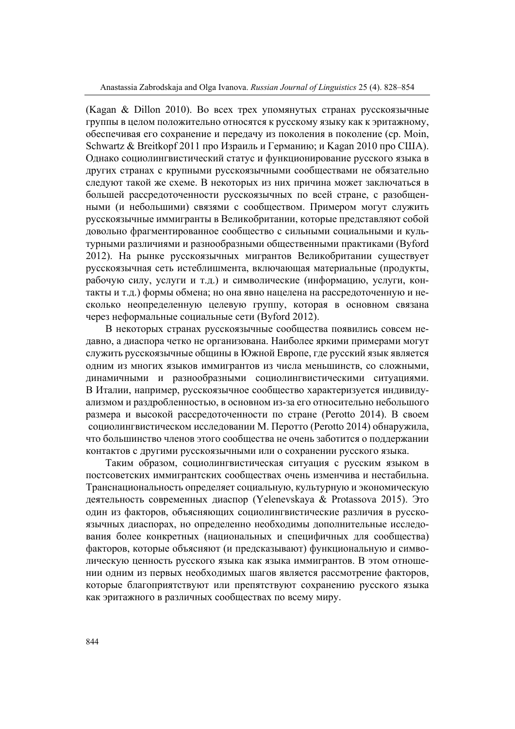(Kagan & Dillon 2010). Во всех трех упомянутых странах русскоязычные группы в целом положительно относятся к русскому языку как к эритажному, обеспечивая его сохранение и передачу из поколения в поколение (ср. Moin, Schwartz & Breitkopf 2011 про Израиль и Германию; и Kagan 2010 про США). Однако социолингвистический статус и функционирование русского языка в других странах с крупными русскоязычными сообществами не обязательно следуют такой же схеме. В некоторых из них причина может заключаться в большей рассредоточенности русскоязычных по всей стране, с разобщенными (и небольшими) связями с сообществом. Примером могут служить русскоязычные иммигранты в Великобритании, которые представляют собой довольно фрагментированное сообщество с сильными социальными и культурными различиями и разнообразными общественными практиками (Byford 2012). На рынке русскоязычных мигрантов Великобритании существует русскоязычная сеть истеблишмента, включающая материальные (продукты, рабочую силу, услуги и т.д.) и символические (информацию, услуги, контакты и т.д.) формы обмена; но она явно нацелена на рассредоточенную и несколько неопределенную целевую группу, которая в основном связана через неформальные социальные сети (Byford 2012).

В некоторых странах русскоязычные сообщества появились совсем недавно, а диаспора четко не организована. Наиболее яркими примерами могут служить русскоязычные общины в Южной Европе, где русский язык является одним из многих языков иммигрантов из числа меньшинств, со сложными, динамичными и разнообразными социолингвистическими ситуациями. В Италии, например, русскоязычное сообщество характеризуется индивидуализмом и раздробленностью, в основном из-за его относительно небольшого размера и высокой рассредоточенности по стране (Perotto 2014). В своем социолингвистическом исследовании М. Перотто (Perotto 2014) обнаружила, что большинство членов этого сообщества не очень заботится о поддержании контактов с другими русскоязычными или о сохранении русского языка.

Таким образом, социолингвистическая ситуация с русским языком в постсоветских иммигрантских сообществах очень изменчива и нестабильна. Транснациональность определяет социальную, культурную и экономическую деятельность современных диаспор (Yelenevskaya & Protassova 2015). Это один из факторов, объясняющих социолингвистические различия в русскоязычных диаспорах, но определенно необходимы дополнительные исследования более конкретных (национальных и специфичных для сообщества) факторов, которые объясняют (и предсказывают) функциональную и символическую ценность русского языка как языка иммигрантов. В этом отношении одним из первых необходимых шагов является рассмотрение факторов, которые благоприятствуют или препятствуют сохранению русского языка как эритажного в различных сообществах по всему миру.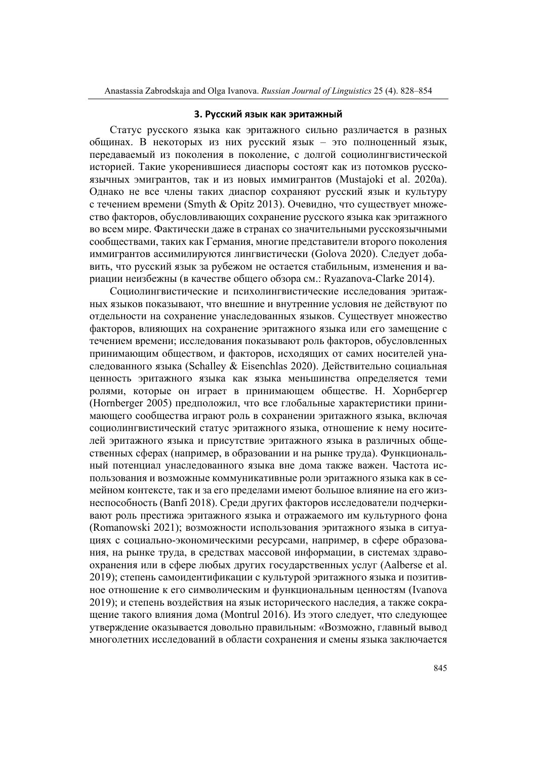### 3. Русский язык как эритажный

Статус русского языка как эритажного сильно различается в разных общинах. В некоторых из них русский язык – это полноценный язык, передаваемый из поколения в поколение, с долгой социолингвистической историей. Такие укоренившиеся диаспоры состоят как из потомков русскоязычных эмигрантов, так и из новых иммигрантов (Mustajoki et al. 2020a). Однако не все члены таких диаспор сохраняют русский язык и культуру с течением времени (Smyth & Opitz 2013). Очевидно, что существует множество факторов, обусловливающих сохранение русского языка как эритажного во всем мире. Фактически даже в странах со значительными русскоязычными сообществами, таких как Германия, многие представители второго поколения иммигрантов ассимилируются лингвистически (Golova 2020). Следует добавить, что русский язык за рубежом не остается стабильным, изменения и вариации неизбежны (в качестве общего обзора см.: Ryazanova-Clarke 2014).

Социолингвистические и психолингвистические исследования эритажных языков показывают, что внешние и внутренние условия не действуют по отдельности на сохранение унаследованных языков. Существует множество факторов, влияющих на сохранение эритажного языка или его замещение с течением времени; исследования показывают роль факторов, обусловленных принимающим обществом, и факторов, исходящих от самих носителей унаследованного языка (Schalley & Eisenchlas 2020). Действительно социальная ценность эритажного языка как языка меньшинства определяется теми ролями, которые он играет в принимающем обществе. Н. Хорнбергер (Hornberger 2005) предположил, что все глобальные характеристики принимающего сообщества играют роль в сохранении эритажного языка, включая социолингвистический статус эритажного языка, отношение к нему носителей эритажного языка и присутствие эритажного языка в различных общественных сферах (например, в образовании и на рынке труда). Функциональный потенциал унаследованного языка вне дома также важен. Частота использования и возможные коммуникативные роли эритажного языка как в семейном контексте, так и за его пределами имеют большое влияние на его жизнеспособность (Banfi 2018). Среди других факторов исследователи подчеркивают роль престижа эритажного языка и отражаемого им культурного фона (Romanowski 2021); возможности использования эритажного языка в ситуациях с социально-экономическими ресурсами, например, в сфере образования, на рынке труда, в средствах массовой информации, в системах здравоохранения или в сфере любых других государственных услуг (Aalberse et al. 2019); степень самоидентификации с культурой эритажного языка и позитивное отношение к его символическим и функциональным ценностям (Ivanova 2019); и степень воздействия на язык исторического наследия, а также сокращение такого влияния дома (Montrul 2016). Из этого следует, что следующее утверждение оказывается довольно правильным: «Возможно, главный вывод многолетних исследований в области сохранения и смены языка заключается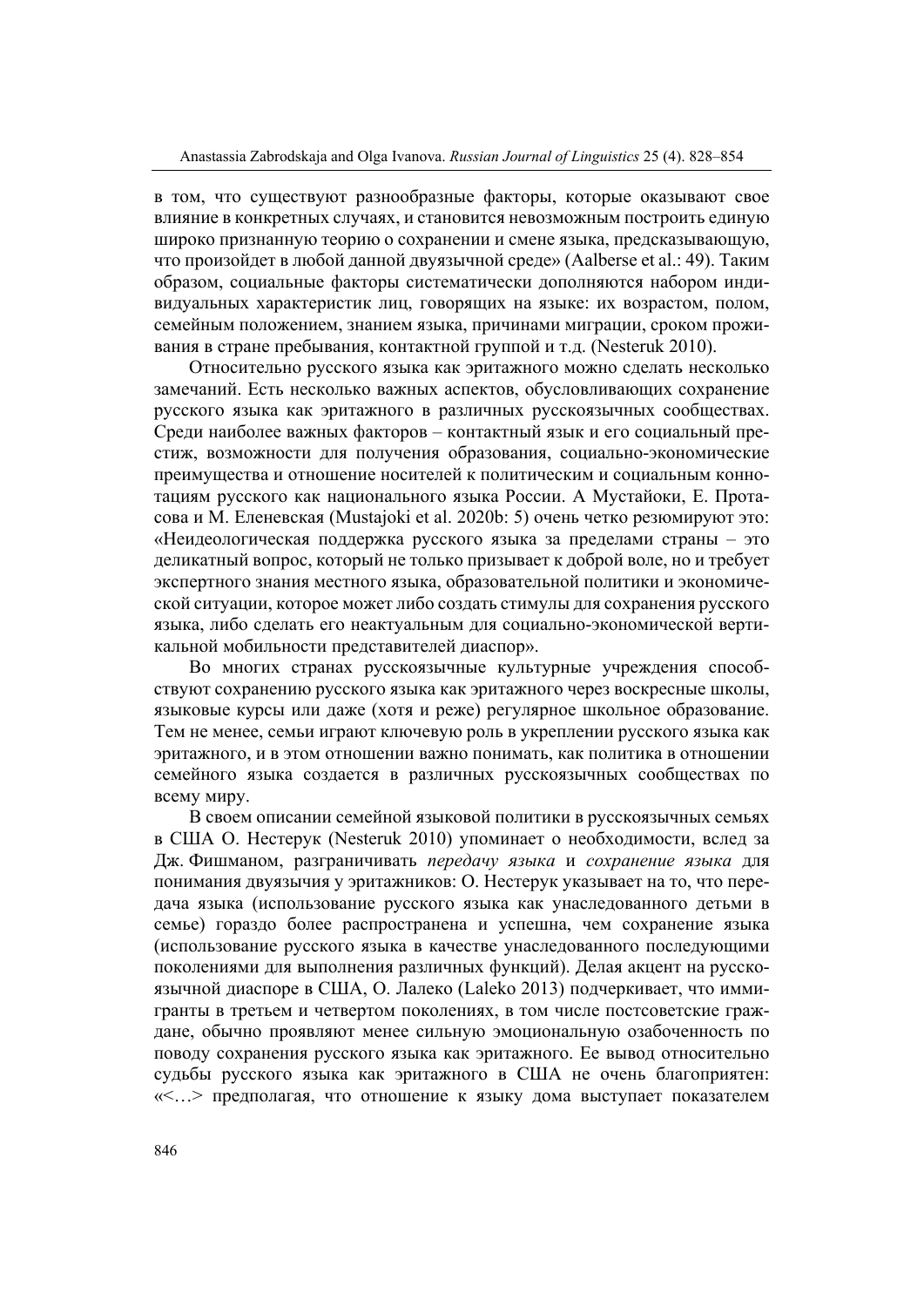в том, что существуют разнообразные факторы, которые оказывают свое влияние в конкретных случаях, и становится невозможным построить единую широко признанную теорию о сохранении и смене языка, предсказывающую, что произойдет в любой данной двуязычной среде» (Aalberse et al.: 49). Таким образом, социальные факторы систематически дополняются набором индивидуальных характеристик лиц, говорящих на языке: их возрастом, полом, семейным положением, знанием языка, причинами миграции, сроком проживания в стране пребывания, контактной группой и т.д. (Nesteruk 2010).

Относительно русского языка как эритажного можно сделать несколько замечаний. Есть несколько важных аспектов, обусловливающих сохранение русского языка как эритажного в различных русскоязычных сообществах. Среди наиболее важных факторов – контактный язык и его социальный престиж, возможности для получения образования, социально-экономические преимущества и отношение носителей к политическим и социальным коннотациям русского как национального языка России. А Мустайоки, Е. Протасова и М. Еленевская (Mustajoki et al. 2020b: 5) очень четко резюмируют это: «Неидеологическая поддержка русского языка за пределами страны – это деликатный вопрос, который не только призывает к доброй воле, но и требует экспертного знания местного языка, образовательной политики и экономической ситуации, которое может либо создать стимулы для сохранения русского языка, либо сделать его неактуальным для социально-экономической вертикальной мобильности представителей диаспор».

Во многих странах русскоязычные культурные учреждения способствуют сохранению русского языка как эритажного через воскресные школы, языковые курсы или даже (хотя и реже) регулярное школьное образование. Тем не менее, семьи играют ключевую роль в укреплении русского языка как эритажного, и в этом отношении важно понимать, как политика в отношении семейного языка создается в различных русскоязычных сообществах по всему миру.

В своем описании семейной языковой политики в русскоязычных семьях в США О. Нестерук (Nesteruk 2010) упоминает о необходимости, вслед за Дж. Фишманом, разграничивать *передачу языка* и *сохранение языка* для понимания двуязычия у эритажников: О. Нестерук указывает на то, что передача языка (использование русского языка как унаследованного детьми в семье) гораздо более распространена и успешна, чем сохранение языка (использование русского языка в качестве унаследованного последующими поколениями для выполнения различных функций). Делая акцент на русскоязычной диаспоре в США, О. Лалеко (Laleko 2013) подчеркивает, что иммигранты в третьем и четвертом поколениях, в том числе постсоветские граждане, обычно проявляют менее сильную эмоциональную озабоченность по поводу сохранения русского языка как эритажного. Ее вывод относительно судьбы русского языка как эритажного в США не очень благоприятен: «<…> предполагая, что отношение к языку дома выступает показателем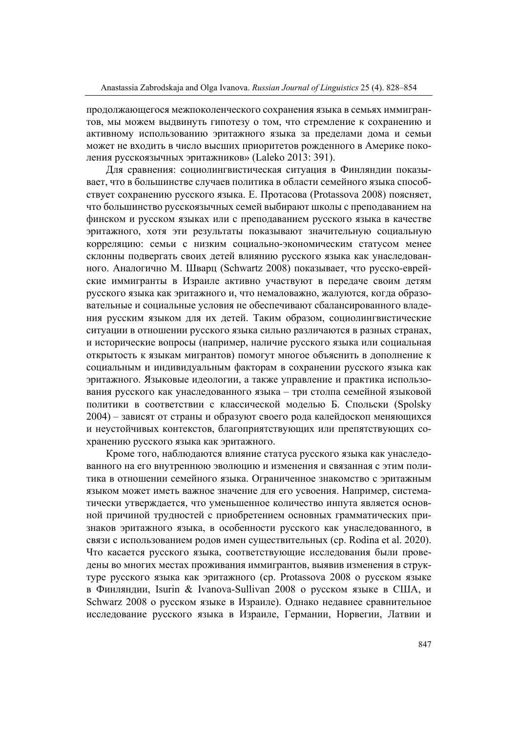продолжающегося межпоколенческого сохранения языка в семьях иммигрантов, мы можем выдвинуть гипотезу о том, что стремление к сохранению и активному использованию эритажного языка за пределами дома и семьи может не входить в число высших приоритетов рожденного в Америке поколения русскоязычных эритажников» (Laleko 2013: 391).

Для сравнения: социолингвистическая ситуация в Финляндии показывает, что в большинстве случаев политика в области семейного языка способствует сохранению русского языка. Е. Протасова (Protassova 2008) поясняет, что большинство русскоязычных семей выбирают школы с преподаванием на финском и русском языках или с преподаванием русского языка в качестве эритажного, хотя эти результаты показывают значительную социальную корреляцию: семьи с низким социально-экономическим статусом менее склонны подвергать своих детей влиянию русского языка как унаследованного. Аналогично М. Шварц (Schwartz 2008) показывает, что русско-еврейские иммигранты в Израиле активно участвуют в передаче своим детям русского языка как эритажного и, что немаловажно, жалуются, когда образовательные и социальные условия не обеспечивают сбалансированного владения русским языком для их детей. Таким образом, социолингвистические ситуации в отношении русского языка сильно различаются в разных странах, и исторические вопросы (например, наличие русского языка или социальная открытость к языкам мигрантов) помогут многое объяснить в дополнение к социальным и индивидуальным факторам в сохранении русского языка как эритажного. Языковые идеологии, а также управление и практика использования русского как унаследованного языка – три столпа семейной языковой политики в соответствии с классической моделью Б. Спольски (Spolsky 2004) – зависят от страны и образуют своего рода калейдоскоп меняющихся и неустойчивых контекстов, благоприятствующих или препятствующих сохранению русского языка как эритажного.

Кроме того, наблюдаются влияние статуса русского языка как унаследованного на его внутреннюю эволюцию и изменения и связанная с этим политика в отношении семейного языка. Ограниченное знакомство с эритажным языком может иметь важное значение для его усвоения. Например, систематически утверждается, что уменьшенное количество инпута является основной причиной трудностей с приобретением основных грамматических признаков эритажного языка, в особенности русского как унаследованного, в связи с использованием родов имен существительных (ср. Rodina et al. 2020). Что касается русского языка, соответствующие исследования были проведены во многих местах проживания иммигрантов, выявив изменения в структуре русского языка как эритажного (ср. Protassova 2008 о русском языке в Финляндии, Isurin & Ivanova-Sullivan 2008 о русском языке в США, и Schwarz 2008 о русском языке в Израиле). Однако недавнее сравнительное исследование русского языка в Израиле, Германии, Норвегии, Латвии и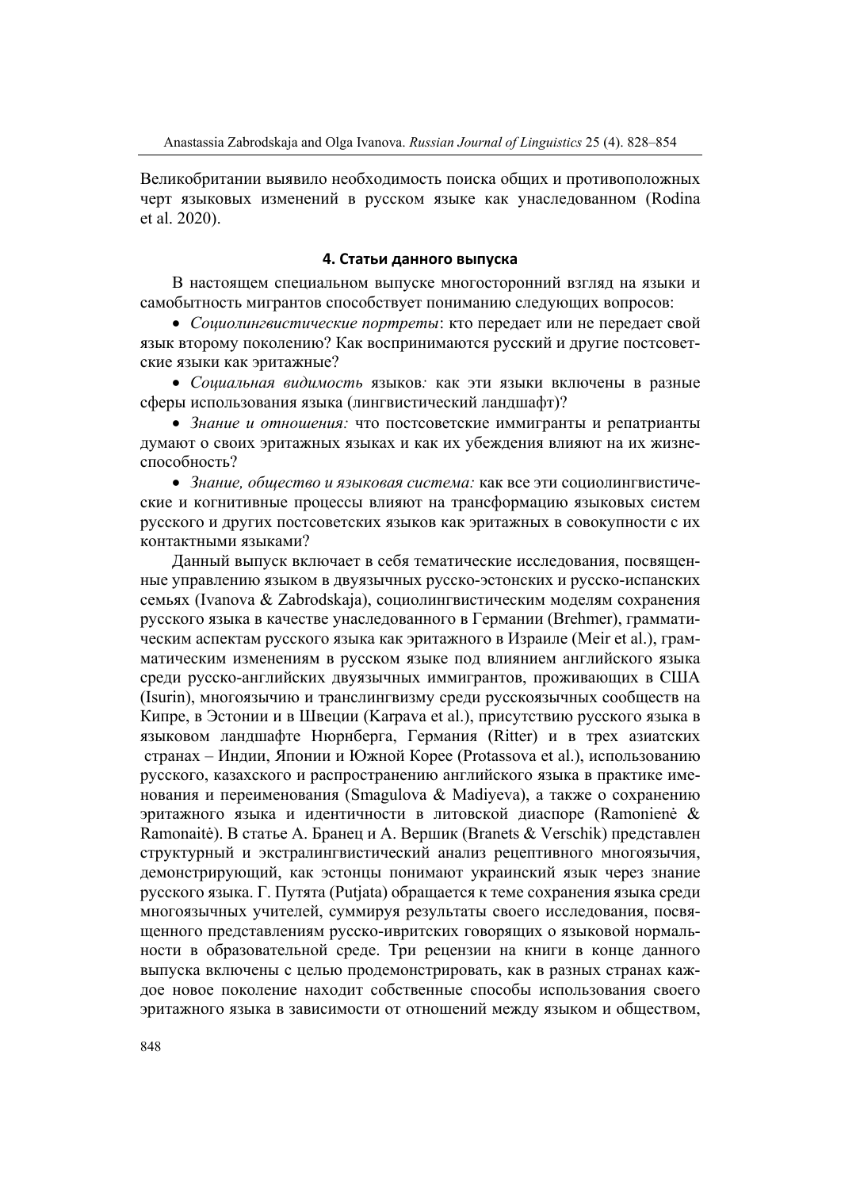Великобритании выявило необходимость поиска общих и противоположных черт языковых изменений в русском языке как унаследованном (Rodina et al. 2020).

### 4. Статьи данного выпуска

В настоящем специальном выпуске многосторонний взгляд на языки и самобытность мигрантов способствует пониманию следующих вопросов:

- *Социолингвистические портреты*: кто передает или не передает свой язык второму поколению? Как воспринимаются русский и другие постсоветские языки как эритажные?
- *Социальная видимость* языков*:* как эти языки включены в разные сферы использования языка (лингвистический ландшафт)?
- *Знание и отношения:* что постсоветские иммигранты и репатрианты думают о своих эритажных языках и как их убеждения влияют на их жизнеспособность?
- *Знание, общество и языковая система:* как все эти социолингвистические и когнитивные процессы влияют на трансформацию языковых систем русского и других постсоветских языков как эритажных в совокупности с их контактными языками?

Данный выпуск включает в себя тематические исследования, посвященные управлению языком в двуязычных русско-эстонских и русско-испанских семьях (Ivanova & Zabrodskaja), социолингвистическим моделям сохранения русского языка в качестве унаследованного в Германии (Brehmer), грамматическим аспектам русского языка как эритажного в Израиле (Meir et al.), грамматическим изменениям в русском языке под влиянием английского языка среди русско-английских двуязычных иммигрантов, проживающих в США (Isurin), многоязычию и транслингвизму среди русскоязычных сообществ на Кипре, в Эстонии и в Швеции (Karpava et al.), присутствию русского языка в языковом ландшафте Нюрнберга, Германия (Ritter) и в трех азиатских странах – Индии, Японии и Южной Корее (Protassova et al.), использованию русского, казахского и распространению английского языка в практике именования и переименования (Smagulova & Madiyeva), а также о сохранению эритажного языка и идентичности в литовской диаспоре (Ramonienė & Ramonaitė). В статье А. Бранец и А. Вершик (Branets & Verschik) представлен структурный и экстралингвистический анализ рецептивного многоязычия, демонстрирующий, как эстонцы понимают украинский язык через знание русского языка. Г. Путята (Putjata) обращается к теме сохранения языка среди многоязычных учителей, суммируя результаты своего исследования, посвященного представлениям русско-ивритских говорящих о языковой нормальности в образовательной среде. Три рецензии на книги в конце данного выпуска включены с целью продемонстрировать, как в разных странах каждое новое поколение находит собственные способы использования своего эритажного языка в зависимости от отношений между языком и обществом,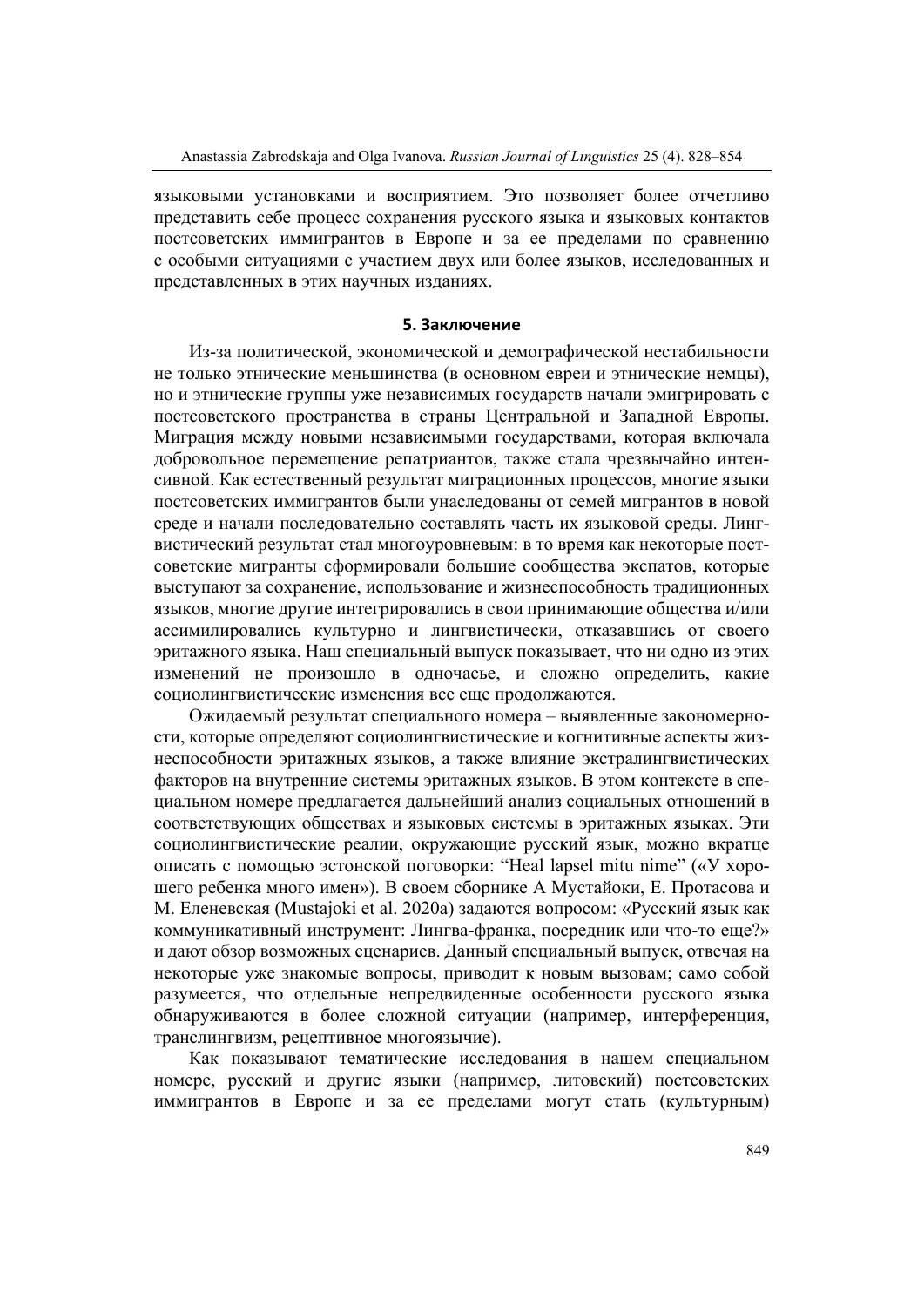языковыми установками и восприятием. Это позволяет более отчетливо представить себе процесс сохранения русского языка и языковых контактов постсоветских иммигрантов в Европе и за ее пределами по сравнению с особыми ситуациями с участием двух или более языков, исследованных и представленных в этих научных изданиях.

## 5. Заключение

Из-за политической, экономической и демографической нестабильности не только этнические меньшинства (в основном евреи и этнические немцы), но и этнические группы уже независимых государств начали эмигрировать с постсоветского пространства в страны Центральной и Западной Европы. Миграция между новыми независимыми государствами, которая включала добровольное перемещение репатриантов, также стала чрезвычайно интенсивной. Как естественный результат миграционных процессов, многие языки постсоветских иммигрантов были унаследованы от семей мигрантов в новой среде и начали последовательно составлять часть их языковой среды. Лингвистический результат стал многоуровневым: в то время как некоторые постсоветские мигранты сформировали большие сообщества экспатов, которые выступают за сохранение, использование и жизнеспособность традиционных языков, многие другие интегрировались в свои принимающие общества и/или ассимилировались культурно и лингвистически, отказавшись от своего эритажного языка. Наш специальный выпуск показывает, что ни одно из этих изменений не произошло в одночасье, и сложно определить, какие социолингвистические изменения все еще продолжаются.

Ожидаемый результат специального номера – выявленные закономерности, которые определяют социолингвистические и когнитивные аспекты жизнеспособности эритажных языков, а также влияние экстралингвистических факторов на внутренние системы эритажных языков. В этом контексте в специальном номере предлагается дальнейший анализ социальных отношений в соответствующих обществах и языковых системы в эритажных языках. Эти социолингвистические реалии, окружающие русский язык, можно вкратце описать с помощью эстонской поговорки: “Heal lapsel mitu nime” («У хорошего ребенка много имен»). В своем сборнике А Мустайоки, Е. Протасова и М. Еленевская (Mustajoki et al. 2020a) задаются вопросом: «Русский язык как коммуникативный инструмент: Лингва-франка, посредник или что-то еще?» и дают обзор возможных сценариев. Данный специальный выпуск, отвечая на некоторые уже знакомые вопросы, приводит к новым вызовам; само собой разумеется, что отдельные непредвиденные особенности русского языка обнаруживаются в более сложной ситуации (например, интерференция, транслингвизм, рецептивное многоязычие).

Как показывают тематические исследования в нашем специальном номере, русский и другие языки (например, литовский) постсоветских иммигрантов в Европе и за ее пределами могут стать (культурным)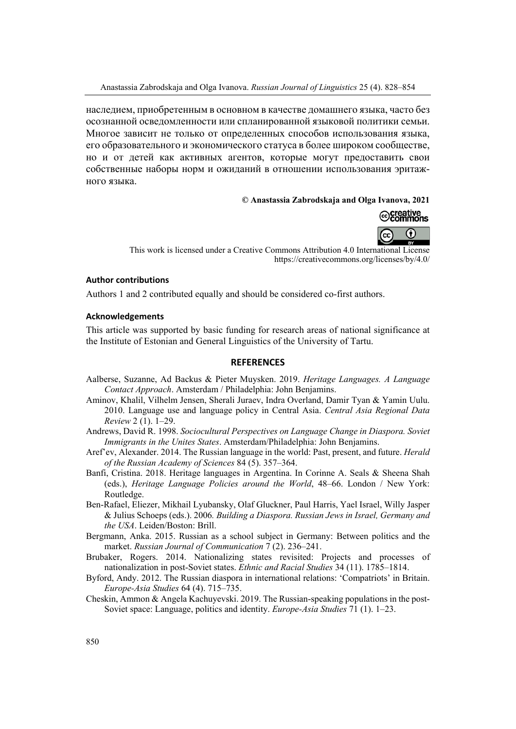наследием, приобретенным в основном в качестве домашнего языка, часто без осознанной осведомленности или спланированной языковой политики семьи. Многое зависит не только от определенных способов использования языка, его образовательного и экономического статуса в более широком сообществе, но и от детей как активных агентов, которые могут предоставить свои собственные наборы норм и ожиданий в отношении использования эритажного языка.

**© Anastassia Zabrodskaja and Olga Ivanova, 2021**

This work is licensed under a Creative Commons Attribution 4.0 International License
https://creativecommons.org/licenses/by/4.0/

### Author contributions

Authors 1 and 2 contributed equally and should be considered co-first authors.

### Acknowledgements

This article was supported by basic funding for research areas of national significance at the Institute of Estonian and General Linguistics of the University of Tartu.

## REFERENCES

Aalberse, Suzanne, Ad Backus & Pieter Muysken. 2019. *Heritage Languages. A Language Contact Approach*. Amsterdam / Philadelphia: John Benjamins.

Aminov, Khalil, Vilhelm Jensen, Sherali Juraev, Indra Overland, Damir Tyan & Yamin Uulu. 2010. Language use and language policy in Central Asia. *Central Asia Regional Data Review* 2 (1). 1–29.

Andrews, David R. 1998. *Sociocultural Perspectives on Language Change in Diaspora. Soviet Immigrants in the Unites States*. Amsterdam/Philadelphia: John Benjamins.

Aref'ev, Alexander. 2014. The Russian language in the world: Past, present, and future. *Herald of the Russian Academy of Sciences* 84 (5). 357–364.

Banfi, Cristina. 2018. Heritage languages in Argentina. In Corinne A. Seals & Sheena Shah (eds.), *Heritage Language Policies around the World*, 48–66. London / New York: Routledge.

Ben-Rafael, Eliezer, Mikhail Lyubansky, Olaf Gluckner, Paul Harris, Yael Israel, Willy Jasper & Julius Schoeps (eds.). 2006. *Building a Diaspora. Russian Jews in Israel, Germany and the USA*. Leiden/Boston: Brill.

Bergmann, Anka. 2015. Russian as a school subject in Germany: Between politics and the market. *Russian Journal of Communication* 7 (2). 236–241.

Brubaker, Rogers. 2014. Nationalizing states revisited: Projects and processes of nationalization in post-Soviet states. *Ethnic and Racial Studies* 34 (11). 1785–1814.

Byford, Andy. 2012. The Russian diaspora in international relations: 'Compatriots' in Britain. *Europe-Asia Studies* 64 (4). 715–735.

Cheskin, Ammon & Angela Kachuyevski. 2019. The Russian-speaking populations in the post-Soviet space: Language, politics and identity. *Europe-Asia Studies* 71 (1). 1–23.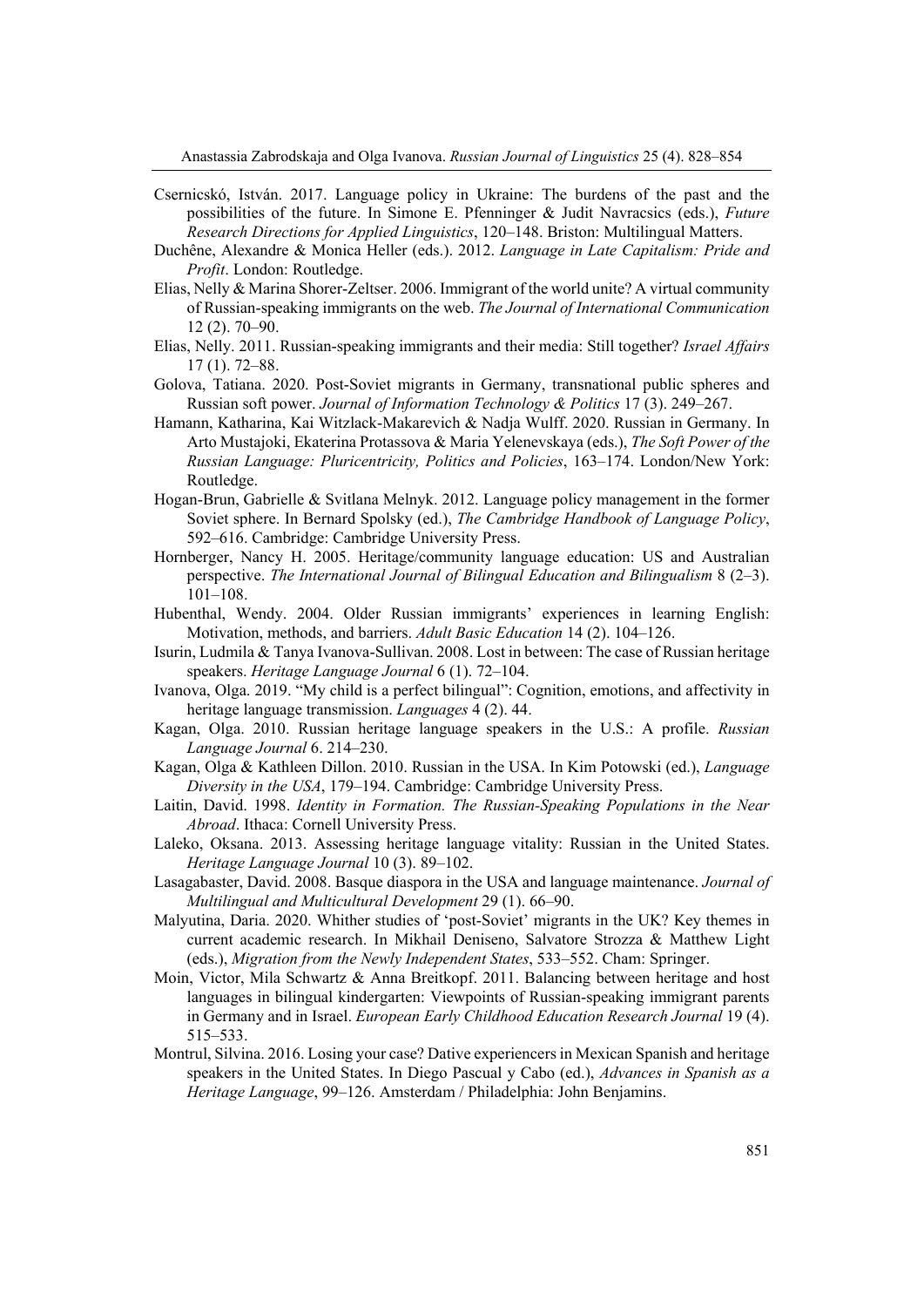Csernicskó, István. 2017. Language policy in Ukraine: The burdens of the past and the possibilities of the future. In Simone E. Pfenninger & Judit Navracsics (eds.), *Future Research Directions for Applied Linguistics*, 120–148. Briston: Multilingual Matters.

Duchêne, Alexandre & Monica Heller (eds.). 2012. *Language in Late Capitalism: Pride and Profit*. London: Routledge.

Elias, Nelly & Marina Shorer-Zeltser. 2006. Immigrant of the world unite? A virtual community of Russian-speaking immigrants on the web. *The Journal of International Communication* 12 (2). 70–90.

Elias, Nelly. 2011. Russian-speaking immigrants and their media: Still together? *Israel Affairs* 17 (1). 72–88.

Golova, Tatiana. 2020. Post-Soviet migrants in Germany, transnational public spheres and Russian soft power. *Journal of Information Technology & Politics* 17 (3). 249–267.

Hamann, Katharina, Kai Witzlack-Makarevich & Nadja Wulff. 2020. Russian in Germany. In Arto Mustajoki, Ekaterina Protassova & Maria Yelenevskaya (eds.), *The Soft Power of the Russian Language: Pluricentricity, Politics and Policies*, 163–174. London/New York: Routledge.

Hogan-Brun, Gabrielle & Svitlana Melnyk. 2012. Language policy management in the former Soviet sphere. In Bernard Spolsky (ed.), *The Cambridge Handbook of Language Policy*, 592–616. Cambridge: Cambridge University Press.

Hornberger, Nancy H. 2005. Heritage/community language education: US and Australian perspective. *The International Journal of Bilingual Education and Bilingualism* 8 (2–3). 101–108.

Hubenthal, Wendy. 2004. Older Russian immigrants' experiences in learning English: Motivation, methods, and barriers. *Adult Basic Education* 14 (2). 104–126.

Isurin, Ludmila & Tanya Ivanova-Sullivan. 2008. Lost in between: The case of Russian heritage speakers. *Heritage Language Journal* 6 (1). 72–104.

Ivanova, Olga. 2019. "My child is a perfect bilingual": Cognition, emotions, and affectivity in heritage language transmission. *Languages* 4 (2). 44.

Kagan, Olga. 2010. Russian heritage language speakers in the U.S.: A profile. *Russian Language Journal* 6. 214–230.

Kagan, Olga & Kathleen Dillon. 2010. Russian in the USA. In Kim Potowski (ed.), *Language Diversity in the USA*, 179–194. Cambridge: Cambridge University Press.

Laitin, David. 1998. *Identity in Formation. The Russian-Speaking Populations in the Near Abroad*. Ithaca: Cornell University Press.

Laleko, Oksana. 2013. Assessing heritage language vitality: Russian in the United States. *Heritage Language Journal* 10 (3). 89–102.

Lasagabaster, David. 2008. Basque diaspora in the USA and language maintenance. *Journal of Multilingual and Multicultural Development* 29 (1). 66–90.

Malyutina, Daria. 2020. Whither studies of 'post-Soviet' migrants in the UK? Key themes in current academic research. In Mikhail Deniseno, Salvatore Strozza & Matthew Light (eds.), *Migration from the Newly Independent States*, 533–552. Cham: Springer.

Moin, Victor, Mila Schwartz & Anna Breitkopf. 2011. Balancing between heritage and host languages in bilingual kindergarten: Viewpoints of Russian-speaking immigrant parents in Germany and in Israel. *European Early Childhood Education Research Journal* 19 (4). 515–533.

Montrul, Silvina. 2016. Losing your case? Dative experiencers in Mexican Spanish and heritage speakers in the United States. In Diego Pascual y Cabo (ed.), *Advances in Spanish as a Heritage Language*, 99–126. Amsterdam / Philadelphia: John Benjamins.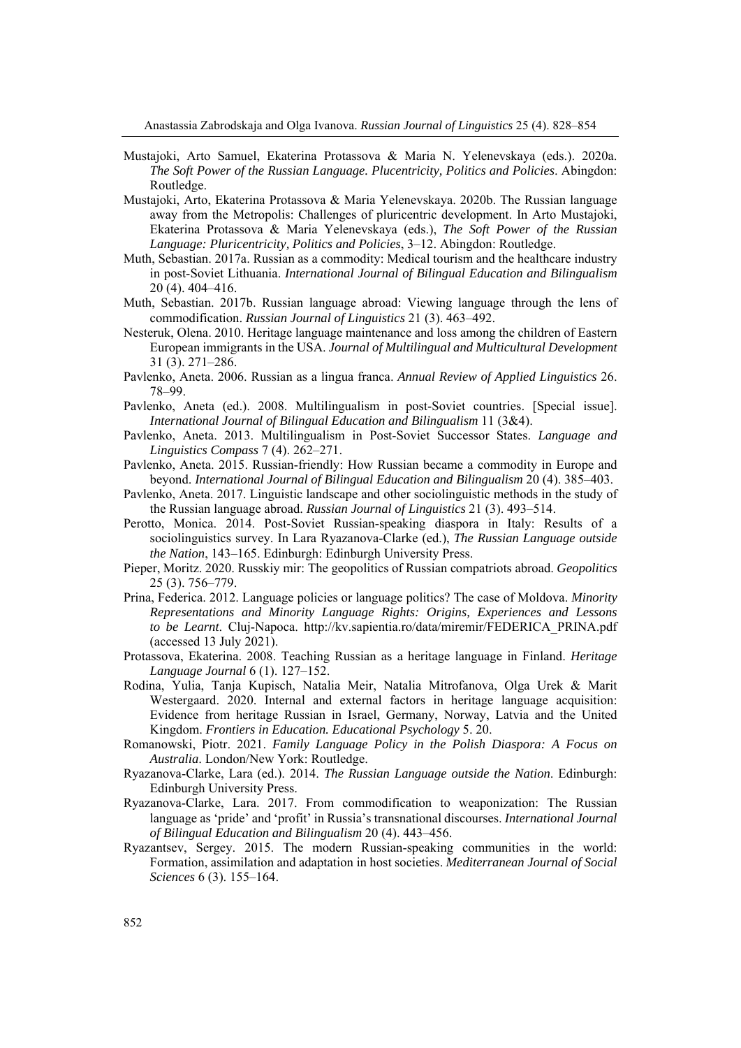Mustajoki, Arto Samuel, Ekaterina Protassova & Maria N. Yelenevskaya (eds.). 2020a. *The Soft Power of the Russian Language. Plucentricity, Politics and Policies*. Abingdon: Routledge.

Mustajoki, Arto, Ekaterina Protassova & Maria Yelenevskaya. 2020b. The Russian language away from the Metropolis: Challenges of pluricentric development. In Arto Mustajoki, Ekaterina Protassova & Maria Yelenevskaya (eds.), *The Soft Power of the Russian Language: Pluricentricity, Politics and Policies*, 3–12. Abingdon: Routledge.

Muth, Sebastian. 2017a. Russian as a commodity: Medical tourism and the healthcare industry in post-Soviet Lithuania. *International Journal of Bilingual Education and Bilingualism* 20 (4). 404–416.

Muth, Sebastian. 2017b. Russian language abroad: Viewing language through the lens of commodification. *Russian Journal of Linguistics* 21 (3). 463–492.

Nesteruk, Olena. 2010. Heritage language maintenance and loss among the children of Eastern European immigrants in the USA. *Journal of Multilingual and Multicultural Development* 31 (3). 271–286.

Pavlenko, Aneta. 2006. Russian as a lingua franca. *Annual Review of Applied Linguistics* 26. 78–99.

Pavlenko, Aneta (ed.). 2008. Multilingualism in post-Soviet countries. [Special issue]. *International Journal of Bilingual Education and Bilingualism* 11 (3&4).

Pavlenko, Aneta. 2013. Multilingualism in Post-Soviet Successor States. *Language and Linguistics Compass* 7 (4). 262–271.

Pavlenko, Aneta. 2015. Russian-friendly: How Russian became a commodity in Europe and beyond. *International Journal of Bilingual Education and Bilingualism* 20 (4). 385–403.

Pavlenko, Aneta. 2017. Linguistic landscape and other sociolinguistic methods in the study of the Russian language abroad. *Russian Journal of Linguistics* 21 (3). 493–514.

Perotto, Monica. 2014. Post-Soviet Russian-speaking diaspora in Italy: Results of a sociolinguistics survey. In Lara Ryazanova-Clarke (ed.), *The Russian Language outside the Nation*, 143–165. Edinburgh: Edinburgh University Press.

Pieper, Moritz. 2020. Russkiy mir: The geopolitics of Russian compatriots abroad. *Geopolitics* 25 (3). 756–779.

Prina, Federica. 2012. Language policies or language politics? The case of Moldova. *Minority Representations and Minority Language Rights: Origins, Experiences and Lessons to be Learnt*. Cluj-Napoca. http://kv.sapientia.ro/data/miremir/FEDERICA_PRINA.pdf (accessed 13 July 2021).

Protassova, Ekaterina. 2008. Teaching Russian as a heritage language in Finland. *Heritage Language Journal* 6 (1). 127–152.

Rodina, Yulia, Tanja Kupisch, Natalia Meir, Natalia Mitrofanova, Olga Urek & Marit Westergaard. 2020. Internal and external factors in heritage language acquisition: Evidence from heritage Russian in Israel, Germany, Norway, Latvia and the United Kingdom. *Frontiers in Education. Educational Psychology* 5. 20.

Romanowski, Piotr. 2021. *Family Language Policy in the Polish Diaspora: A Focus on Australia*. London/New York: Routledge.

Ryazanova-Clarke, Lara (ed.). 2014. *The Russian Language outside the Nation*. Edinburgh: Edinburgh University Press.

Ryazanova-Clarke, Lara. 2017. From commodification to weaponization: The Russian language as 'pride' and 'profit' in Russia's transnational discourses. *International Journal of Bilingual Education and Bilingualism* 20 (4). 443–456.

Ryazantsev, Sergey. 2015. The modern Russian-speaking communities in the world: Formation, assimilation and adaptation in host societies. *Mediterranean Journal of Social Sciences* 6 (3). 155–164.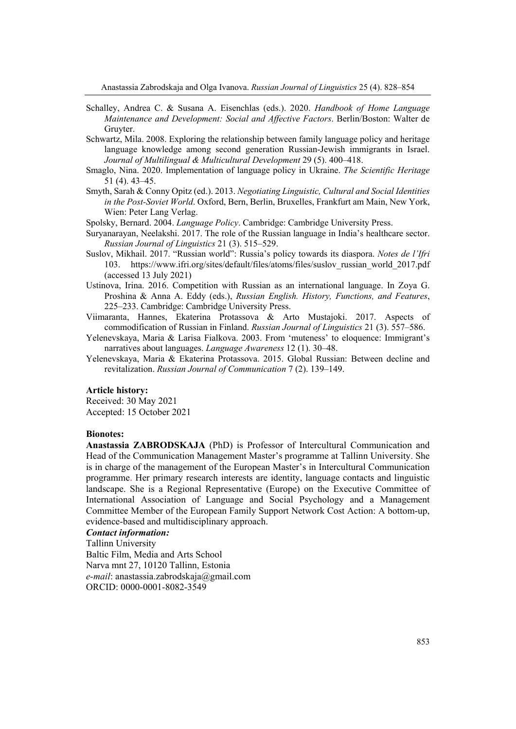Schalley, Andrea C. & Susana A. Eisenchlas (eds.). 2020. *Handbook of Home Language Maintenance and Development: Social and Affective Factors*. Berlin/Boston: Walter de Gruyter.

Schwartz, Mila. 2008. Exploring the relationship between family language policy and heritage language knowledge among second generation Russian-Jewish immigrants in Israel. *Journal of Multilingual & Multicultural Development* 29 (5). 400–418.

Smaglo, Nina. 2020. Implementation of language policy in Ukraine. *The Scientific Heritage* 51 (4). 43–45.

Smyth, Sarah & Conny Opitz (ed.). 2013. *Negotiating Linguistic, Cultural and Social Identities in the Post-Soviet World*. Oxford, Bern, Berlin, Bruxelles, Frankfurt am Main, New York, Wien: Peter Lang Verlag.

Spolsky, Bernard. 2004. *Language Policy*. Cambridge: Cambridge University Press.

Suryanarayan, Neelakshi. 2017. The role of the Russian language in India's healthcare sector. *Russian Journal of Linguistics* 21 (3). 515–529.

Suslov, Mikhail. 2017. "Russian world": Russia's policy towards its diaspora. *Notes de l'Ifri* 103. https://www.ifri.org/sites/default/files/atoms/files/suslov_russian_world_2017.pdf (accessed 13 July 2021)

Ustinova, Irina. 2016. Competition with Russian as an international language. In Zoya G. Proshina & Anna A. Eddy (eds.), *Russian English. History, Functions, and Features*, 225–233. Cambridge: Cambridge University Press.

Viimaranta, Hannes, Ekaterina Protassova & Arto Mustajoki. 2017. Aspects of commodification of Russian in Finland. *Russian Journal of Linguistics* 21 (3). 557–586.

Yelenevskaya, Maria & Larisa Fialkova. 2003. From 'muteness' to eloquence: Immigrant's narratives about languages. *Language Awareness* 12 (1). 30–48.

Yelenevskaya, Maria & Ekaterina Protassova. 2015. Global Russian: Between decline and revitalization. *Russian Journal of Communication* 7 (2). 139–149.

**Article history:**
Received: 30 May 2021
Accepted: 15 October 2021

**Bionotes:**

**Anastassia ZABRODSKAJA** (PhD) is Professor of Intercultural Communication and Head of the Communication Management Master's programme at Tallinn University. She is in charge of the management of the European Master's in Intercultural Communication programme. Her primary research interests are identity, language contacts and linguistic landscape. She is a Regional Representative (Europe) on the Executive Committee of International Association of Language and Social Psychology and a Management Committee Member of the European Family Support Network Cost Action: A bottom-up, evidence-based and multidisciplinary approach.

***Contact information:***
Tallinn University
Baltic Film, Media and Arts School
Narva mnt 27, 10120 Tallinn, Estonia
*e-mail*: anastassia.zabrodskaja@gmail.com
ORCID: 0000-0001-8082-3549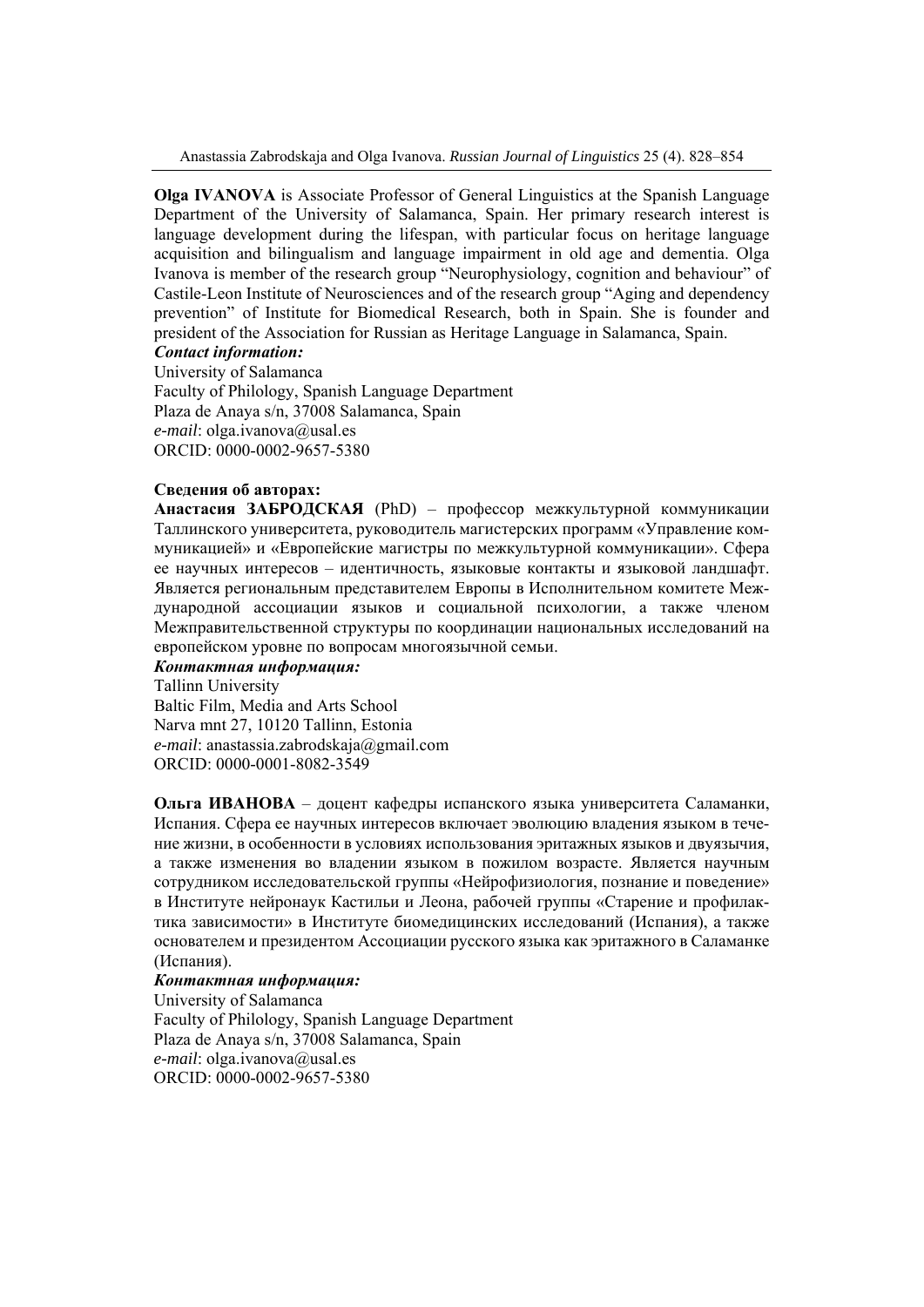**Olga IVANOVA** is Associate Professor of General Linguistics at the Spanish Language Department of the University of Salamanca, Spain. Her primary research interest is language development during the lifespan, with particular focus on heritage language acquisition and bilingualism and language impairment in old age and dementia. Olga Ivanova is member of the research group "Neurophysiology, cognition and behaviour" of Castile-Leon Institute of Neurosciences and of the research group "Aging and dependency prevention" of Institute for Biomedical Research, both in Spain. She is founder and president of the Association for Russian as Heritage Language in Salamanca, Spain.

***Contact information:***
University of Salamanca
Faculty of Philology, Spanish Language Department
Plaza de Anaya s/n, 37008 Salamanca, Spain
*e-mail*: olga.ivanova@usal.es
ORCID: 0000-0002-9657-5380

**Сведения об авторах:**

**Анастасия ЗАБРОДСКАЯ** (PhD) – профессор межкультурной коммуникации Таллинского университета, руководитель магистерских программ «Управление коммуникацией» и «Европейские магистры по межкультурной коммуникации». Сфера ее научных интересов – идентичность, языковые контакты и языковой ландшафт. Является региональным представителем Европы в Исполнительном комитете Международной ассоциации языков и социальной психологии, а также членом Межправительственной структуры по координации национальных исследований на европейском уровне по вопросам многоязычной семьи.

***Контактная информация:***
Tallinn University
Baltic Film, Media and Arts School
Narva mnt 27, 10120 Tallinn, Estonia
*e-mail*: anastassia.zabrodskaja@gmail.com
ORCID: 0000-0001-8082-3549

**Ольга ИВАНОВА** – доцент кафедры испанского языка университета Саламанки, Испания. Сфера ее научных интересов включает эволюцию владения языком в течение жизни, в особенности в условиях использования эритажных языков и двуязычия, а также изменения во владении языком в пожилом возрасте. Является научным сотрудником исследовательской группы «Нейрофизиология, познание и поведение» в Институте нейронаук Кастильи и Леона, рабочей группы «Старение и профилактика зависимости» в Институте биомедицинских исследований (Испания), а также основателем и президентом Ассоциации русского языка как эритажного в Саламанке (Испания).

***Контактная информация:***
University of Salamanca
Faculty of Philology, Spanish Language Department
Plaza de Anaya s/n, 37008 Salamanca, Spain
*e-mail*: olga.ivanova@usal.es
ORCID: 0000-0002-9657-5380